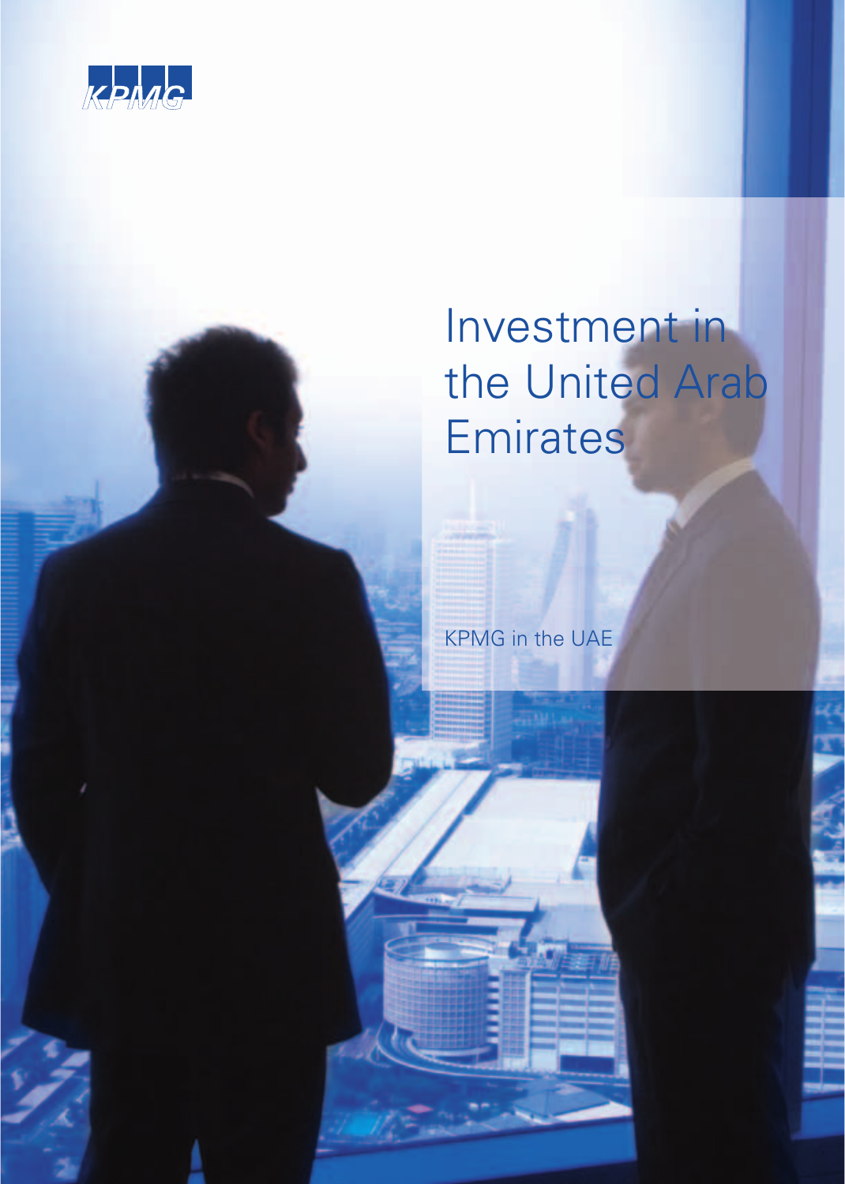KPMG

# Investment in the United Arab Emirates

KPMG in the UAE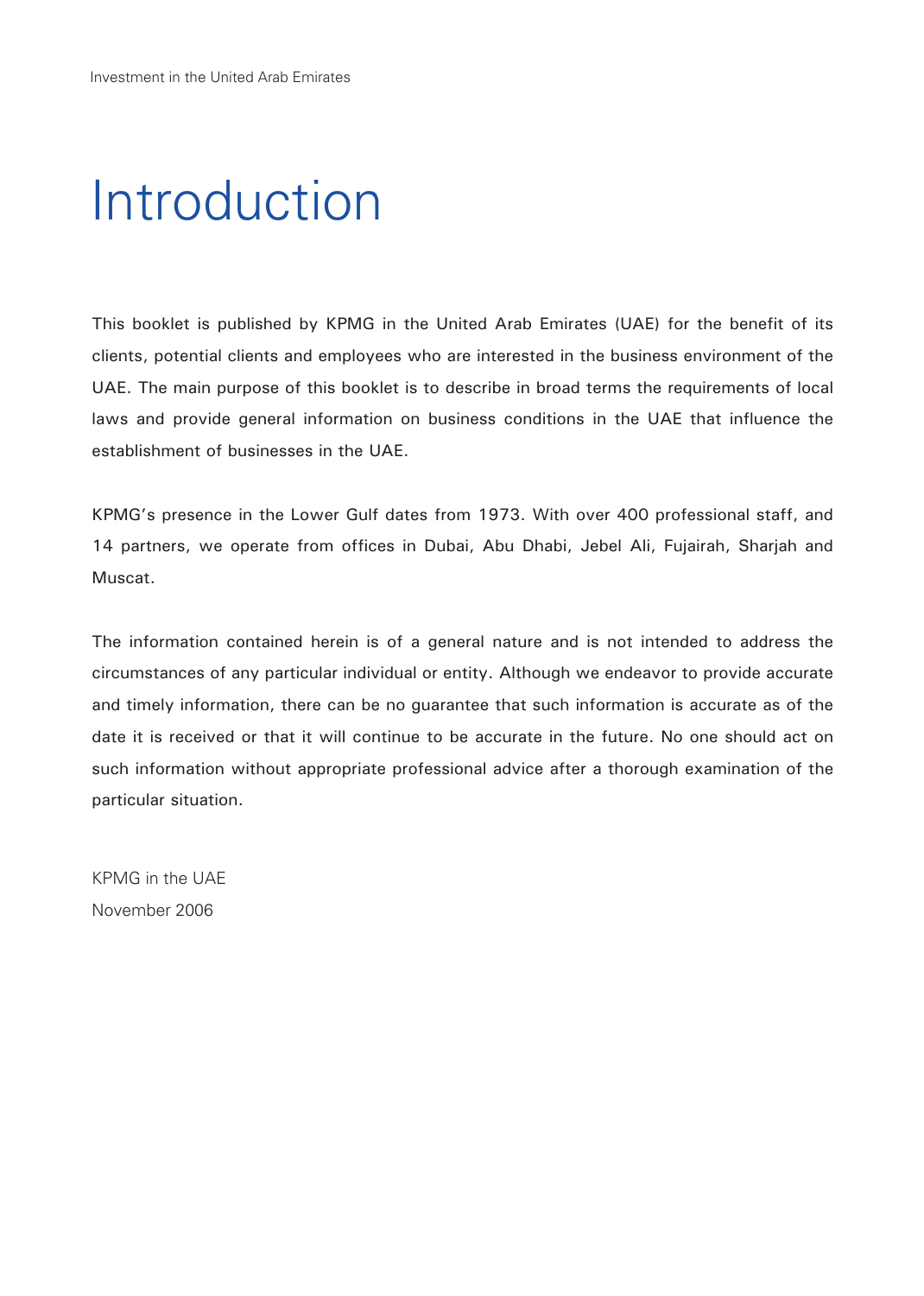# Introduction

This booklet is published by KPMG in the United Arab Emirates (UAE) for the benefit of its clients, potential clients and employees who are interested in the business environment of the UAE. The main purpose of this booklet is to describe in broad terms the requirements of local laws and provide general information on business conditions in the UAE that influence the establishment of businesses in the UAE.

KPMG's presence in the Lower Gulf dates from 1973. With over 400 professional staff, and 14 partners, we operate from offices in Dubai, Abu Dhabi, Jebel Ali, Fujairah, Sharjah and Muscat.

The information contained herein is of a general nature and is not intended to address the circumstances of any particular individual or entity. Although we endeavor to provide accurate and timely information, there can be no guarantee that such information is accurate as of the date it is received or that it will continue to be accurate in the future. No one should act on such information without appropriate professional advice after a thorough examination of the particular situation.

KPMG in the UAE
November 2006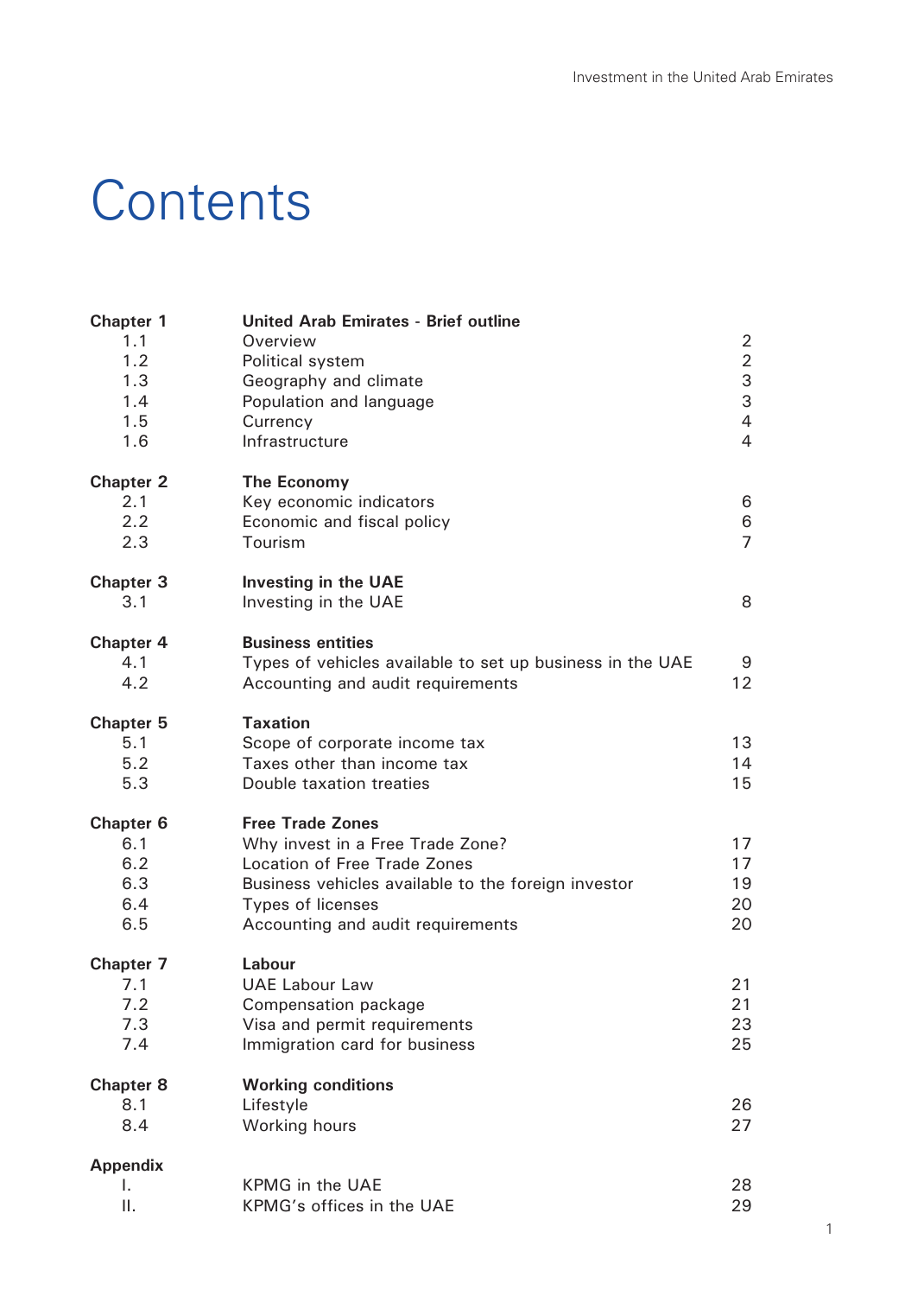# Contents

| | | |
|---|---|---|
| **Chapter 1** | **United Arab Emirates - Brief outline** | |
| 1.1 | Overview | 2 |
| 1.2 | Political system | 2 |
| 1.3 | Geography and climate | 3 |
| 1.4 | Population and language | 3 |
| 1.5 | Currency | 4 |
| 1.6 | Infrastructure | 4 |
| **Chapter 2** | **The Economy** | |
| 2.1 | Key economic indicators | 6 |
| 2.2 | Economic and fiscal policy | 6 |
| 2.3 | Tourism | 7 |
| **Chapter 3** | **Investing in the UAE** | |
| 3.1 | Investing in the UAE | 8 |
| **Chapter 4** | **Business entities** | |
| 4.1 | Types of vehicles available to set up business in the UAE | 9 |
| 4.2 | Accounting and audit requirements | 12 |
| **Chapter 5** | **Taxation** | |
| 5.1 | Scope of corporate income tax | 13 |
| 5.2 | Taxes other than income tax | 14 |
| 5.3 | Double taxation treaties | 15 |
| **Chapter 6** | **Free Trade Zones** | |
| 6.1 | Why invest in a Free Trade Zone? | 17 |
| 6.2 | Location of Free Trade Zones | 17 |
| 6.3 | Business vehicles available to the foreign investor | 19 |
| 6.4 | Types of licenses | 20 |
| 6.5 | Accounting and audit requirements | 20 |
| **Chapter 7** | **Labour** | |
| 7.1 | UAE Labour Law | 21 |
| 7.2 | Compensation package | 21 |
| 7.3 | Visa and permit requirements | 23 |
| 7.4 | Immigration card for business | 25 |
| **Chapter 8** | **Working conditions** | |
| 8.1 | Lifestyle | 26 |
| 8.4 | Working hours | 27 |
| **Appendix** | | |
| I. | KPMG in the UAE | 28 |
| II. | KPMG's offices in the UAE | 29 |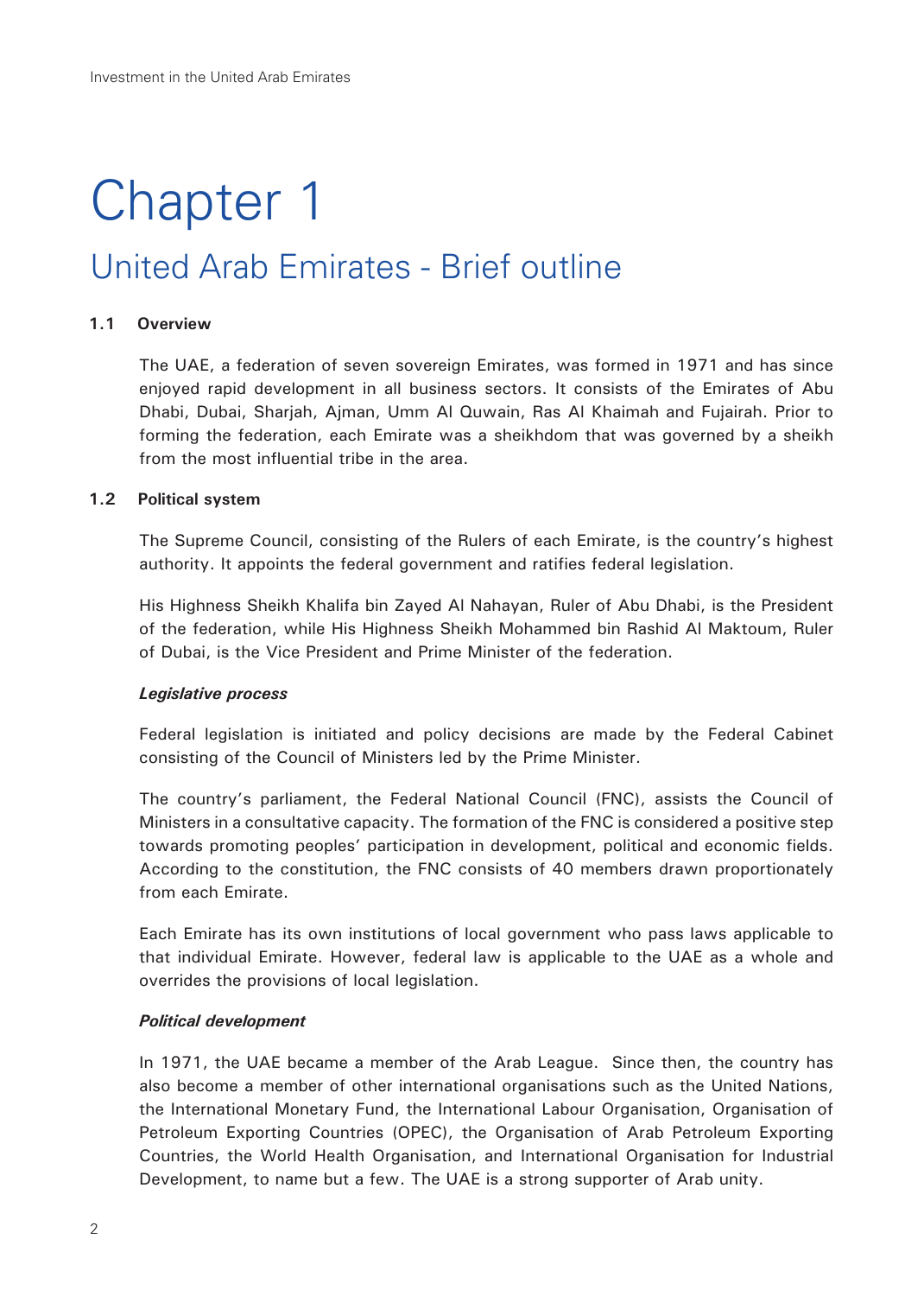# Chapter 1

## United Arab Emirates - Brief outline

### 1.1 Overview

The UAE, a federation of seven sovereign Emirates, was formed in 1971 and has since enjoyed rapid development in all business sectors. It consists of the Emirates of Abu Dhabi, Dubai, Sharjah, Ajman, Umm Al Quwain, Ras Al Khaimah and Fujairah. Prior to forming the federation, each Emirate was a sheikhdom that was governed by a sheikh from the most influential tribe in the area.

### 1.2 Political system

The Supreme Council, consisting of the Rulers of each Emirate, is the country's highest authority. It appoints the federal government and ratifies federal legislation.

His Highness Sheikh Khalifa bin Zayed Al Nahayan, Ruler of Abu Dhabi, is the President of the federation, while His Highness Sheikh Mohammed bin Rashid Al Maktoum, Ruler of Dubai, is the Vice President and Prime Minister of the federation.

***Legislative process***

Federal legislation is initiated and policy decisions are made by the Federal Cabinet consisting of the Council of Ministers led by the Prime Minister.

The country's parliament, the Federal National Council (FNC), assists the Council of Ministers in a consultative capacity. The formation of the FNC is considered a positive step towards promoting peoples' participation in development, political and economic fields. According to the constitution, the FNC consists of 40 members drawn proportionately from each Emirate.

Each Emirate has its own institutions of local government who pass laws applicable to that individual Emirate. However, federal law is applicable to the UAE as a whole and overrides the provisions of local legislation.

***Political development***

In 1971, the UAE became a member of the Arab League. Since then, the country has also become a member of other international organisations such as the United Nations, the International Monetary Fund, the International Labour Organisation, Organisation of Petroleum Exporting Countries (OPEC), the Organisation of Arab Petroleum Exporting Countries, the World Health Organisation, and International Organisation for Industrial Development, to name but a few. The UAE is a strong supporter of Arab unity.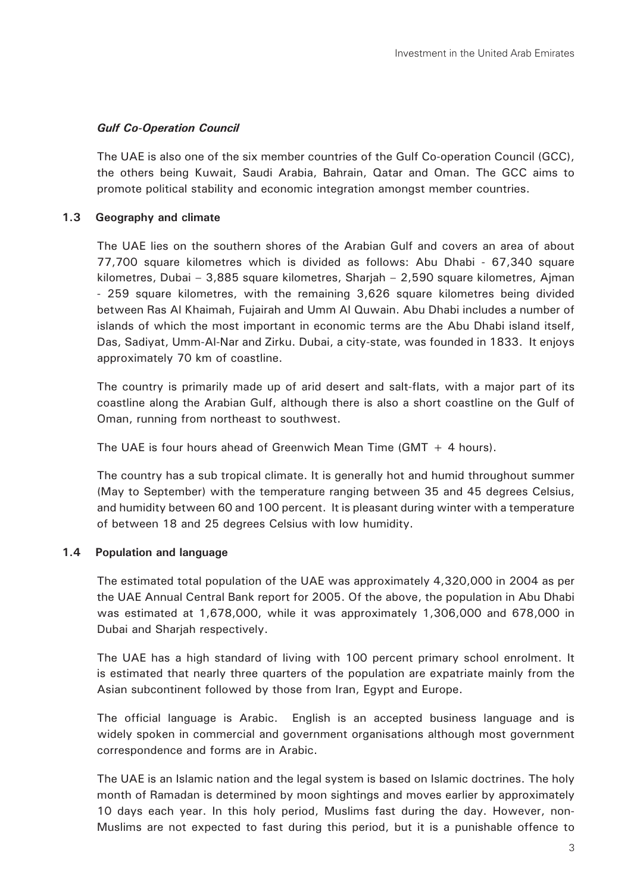***Gulf Co-Operation Council***

The UAE is also one of the six member countries of the Gulf Co-operation Council (GCC), the others being Kuwait, Saudi Arabia, Bahrain, Qatar and Oman. The GCC aims to promote political stability and economic integration amongst member countries.

### 1.3 Geography and climate

The UAE lies on the southern shores of the Arabian Gulf and covers an area of about 77,700 square kilometres which is divided as follows: Abu Dhabi - 67,340 square kilometres, Dubai – 3,885 square kilometres, Sharjah – 2,590 square kilometres, Ajman - 259 square kilometres, with the remaining 3,626 square kilometres being divided between Ras Al Khaimah, Fujairah and Umm Al Quwain. Abu Dhabi includes a number of islands of which the most important in economic terms are the Abu Dhabi island itself, Das, Sadiyat, Umm-Al-Nar and Zirku. Dubai, a city-state, was founded in 1833. It enjoys approximately 70 km of coastline.

The country is primarily made up of arid desert and salt-flats, with a major part of its coastline along the Arabian Gulf, although there is also a short coastline on the Gulf of Oman, running from northeast to southwest.

The UAE is four hours ahead of Greenwich Mean Time (GMT + 4 hours).

The country has a sub tropical climate. It is generally hot and humid throughout summer (May to September) with the temperature ranging between 35 and 45 degrees Celsius, and humidity between 60 and 100 percent. It is pleasant during winter with a temperature of between 18 and 25 degrees Celsius with low humidity.

### 1.4 Population and language

The estimated total population of the UAE was approximately 4,320,000 in 2004 as per the UAE Annual Central Bank report for 2005. Of the above, the population in Abu Dhabi was estimated at 1,678,000, while it was approximately 1,306,000 and 678,000 in Dubai and Sharjah respectively.

The UAE has a high standard of living with 100 percent primary school enrolment. It is estimated that nearly three quarters of the population are expatriate mainly from the Asian subcontinent followed by those from Iran, Egypt and Europe.

The official language is Arabic. English is an accepted business language and is widely spoken in commercial and government organisations although most government correspondence and forms are in Arabic.

The UAE is an Islamic nation and the legal system is based on Islamic doctrines. The holy month of Ramadan is determined by moon sightings and moves earlier by approximately 10 days each year. In this holy period, Muslims fast during the day. However, non-Muslims are not expected to fast during this period, but it is a punishable offence to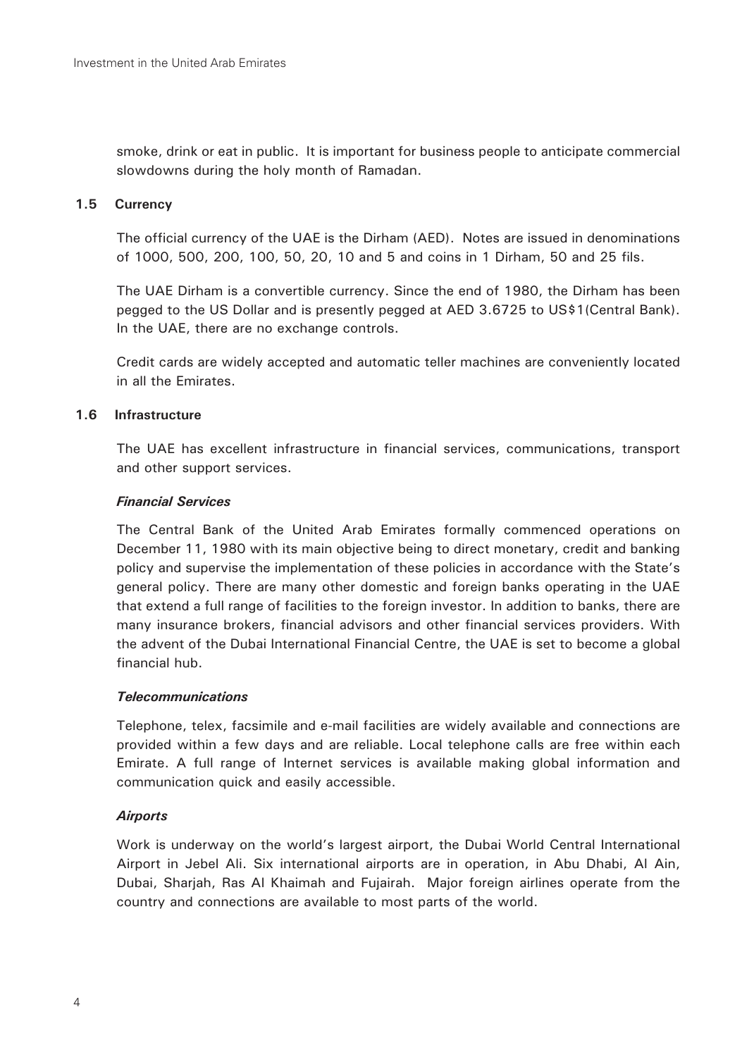smoke, drink or eat in public. It is important for business people to anticipate commercial slowdowns during the holy month of Ramadan.

### 1.5 Currency

The official currency of the UAE is the Dirham (AED). Notes are issued in denominations of 1000, 500, 200, 100, 50, 20, 10 and 5 and coins in 1 Dirham, 50 and 25 fils.

The UAE Dirham is a convertible currency. Since the end of 1980, the Dirham has been pegged to the US Dollar and is presently pegged at AED 3.6725 to US$1(Central Bank). In the UAE, there are no exchange controls.

Credit cards are widely accepted and automatic teller machines are conveniently located in all the Emirates.

### 1.6 Infrastructure

The UAE has excellent infrastructure in financial services, communications, transport and other support services.

***Financial Services***

The Central Bank of the United Arab Emirates formally commenced operations on December 11, 1980 with its main objective being to direct monetary, credit and banking policy and supervise the implementation of these policies in accordance with the State's general policy. There are many other domestic and foreign banks operating in the UAE that extend a full range of facilities to the foreign investor. In addition to banks, there are many insurance brokers, financial advisors and other financial services providers. With the advent of the Dubai International Financial Centre, the UAE is set to become a global financial hub.

***Telecommunications***

Telephone, telex, facsimile and e-mail facilities are widely available and connections are provided within a few days and are reliable. Local telephone calls are free within each Emirate. A full range of Internet services is available making global information and communication quick and easily accessible.

***Airports***

Work is underway on the world's largest airport, the Dubai World Central International Airport in Jebel Ali. Six international airports are in operation, in Abu Dhabi, Al Ain, Dubai, Sharjah, Ras Al Khaimah and Fujairah. Major foreign airlines operate from the country and connections are available to most parts of the world.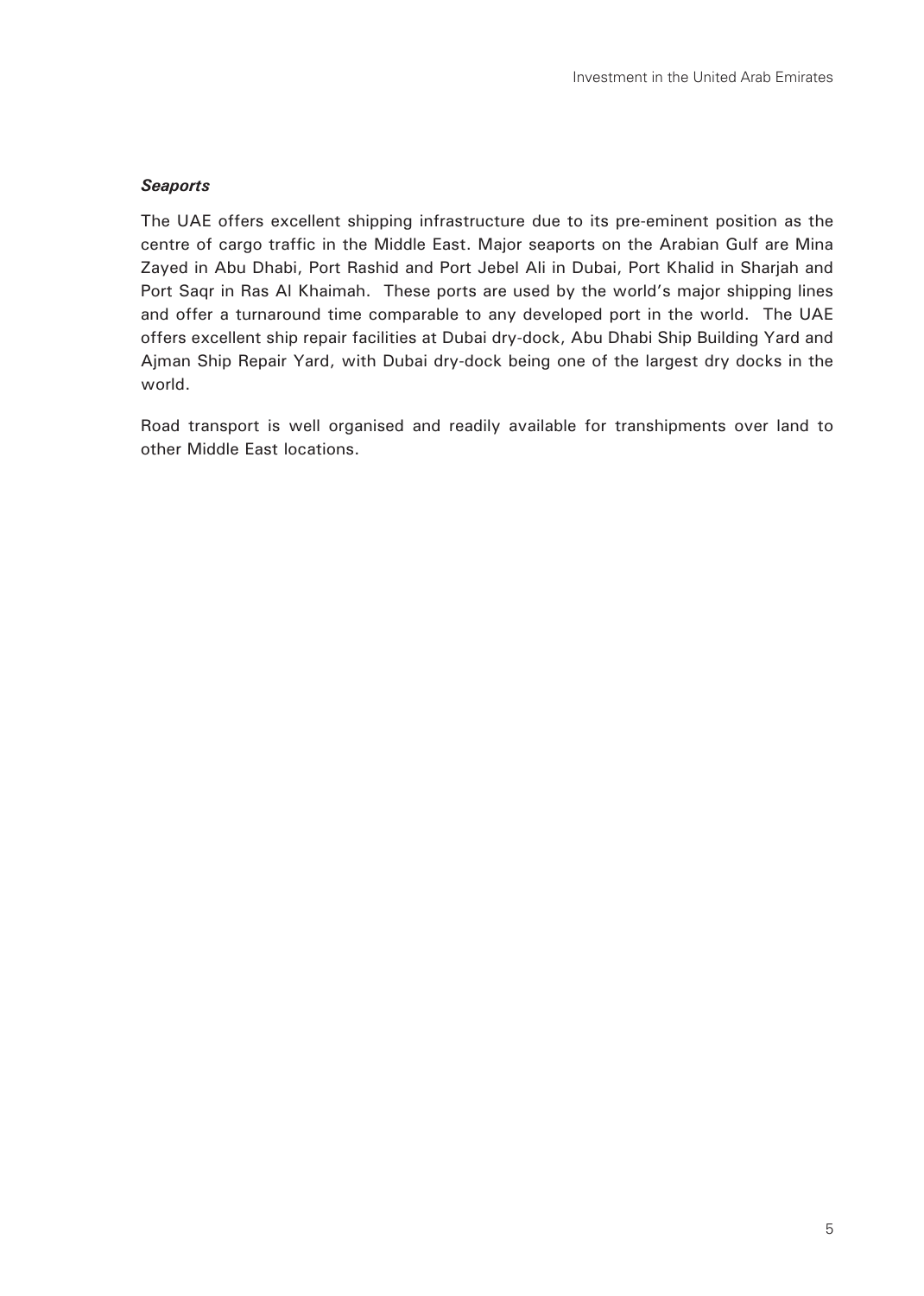***Seaports***

The UAE offers excellent shipping infrastructure due to its pre-eminent position as the centre of cargo traffic in the Middle East. Major seaports on the Arabian Gulf are Mina Zayed in Abu Dhabi, Port Rashid and Port Jebel Ali in Dubai, Port Khalid in Sharjah and Port Saqr in Ras Al Khaimah. These ports are used by the world's major shipping lines and offer a turnaround time comparable to any developed port in the world. The UAE offers excellent ship repair facilities at Dubai dry-dock, Abu Dhabi Ship Building Yard and Ajman Ship Repair Yard, with Dubai dry-dock being one of the largest dry docks in the world.

Road transport is well organised and readily available for transhipments over land to other Middle East locations.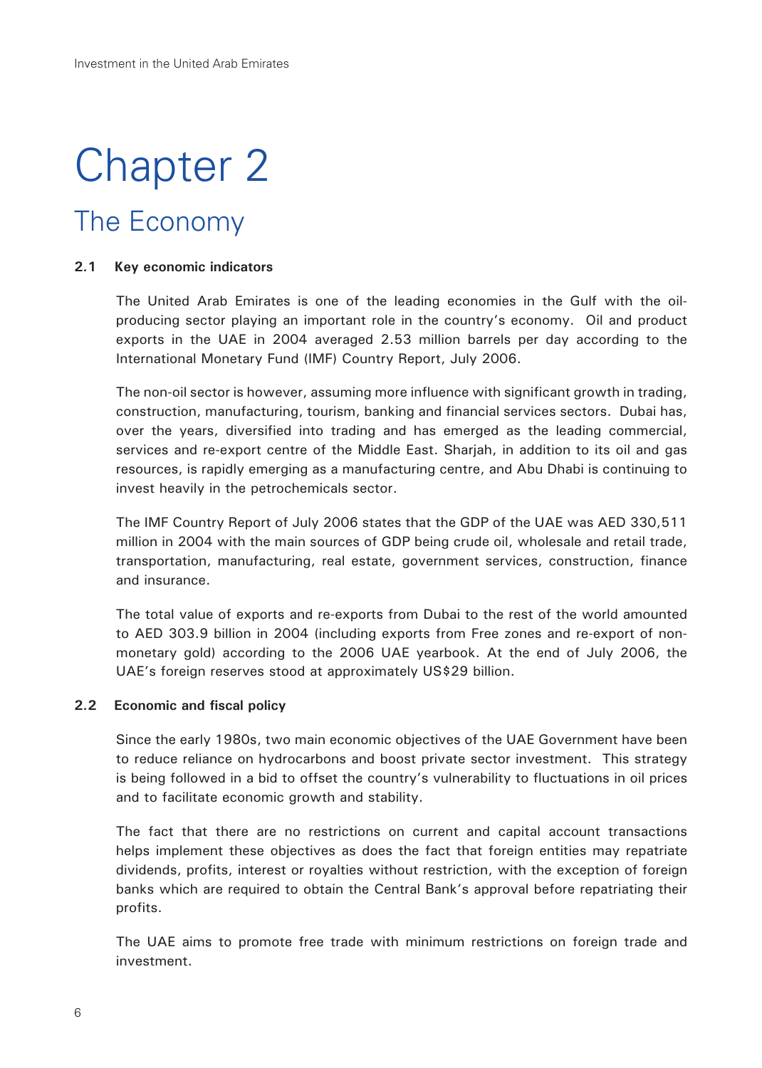# Chapter 2

## The Economy

### 2.1 Key economic indicators

The United Arab Emirates is one of the leading economies in the Gulf with the oil-producing sector playing an important role in the country's economy. Oil and product exports in the UAE in 2004 averaged 2.53 million barrels per day according to the International Monetary Fund (IMF) Country Report, July 2006.

The non-oil sector is however, assuming more influence with significant growth in trading, construction, manufacturing, tourism, banking and financial services sectors. Dubai has, over the years, diversified into trading and has emerged as the leading commercial, services and re-export centre of the Middle East. Sharjah, in addition to its oil and gas resources, is rapidly emerging as a manufacturing centre, and Abu Dhabi is continuing to invest heavily in the petrochemicals sector.

The IMF Country Report of July 2006 states that the GDP of the UAE was AED 330,511 million in 2004 with the main sources of GDP being crude oil, wholesale and retail trade, transportation, manufacturing, real estate, government services, construction, finance and insurance.

The total value of exports and re-exports from Dubai to the rest of the world amounted to AED 303.9 billion in 2004 (including exports from Free zones and re-export of non-monetary gold) according to the 2006 UAE yearbook. At the end of July 2006, the UAE's foreign reserves stood at approximately US$29 billion.

### 2.2 Economic and fiscal policy

Since the early 1980s, two main economic objectives of the UAE Government have been to reduce reliance on hydrocarbons and boost private sector investment. This strategy is being followed in a bid to offset the country's vulnerability to fluctuations in oil prices and to facilitate economic growth and stability.

The fact that there are no restrictions on current and capital account transactions helps implement these objectives as does the fact that foreign entities may repatriate dividends, profits, interest or royalties without restriction, with the exception of foreign banks which are required to obtain the Central Bank's approval before repatriating their profits.

The UAE aims to promote free trade with minimum restrictions on foreign trade and investment.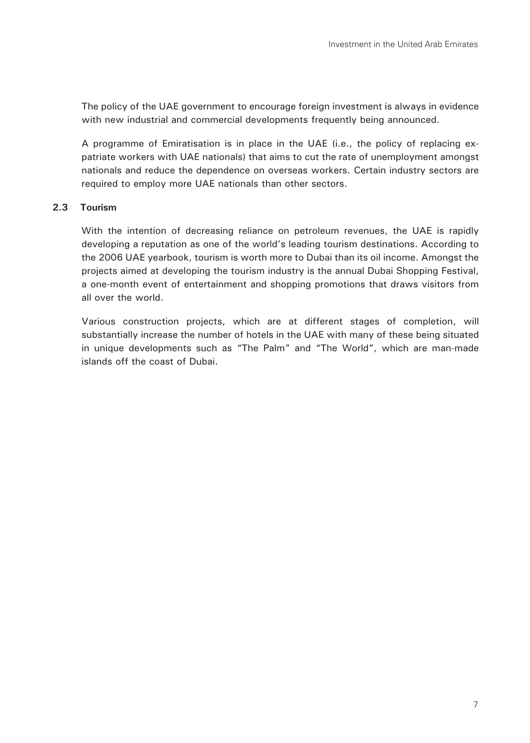The policy of the UAE government to encourage foreign investment is always in evidence with new industrial and commercial developments frequently being announced.

A programme of Emiratisation is in place in the UAE (i.e., the policy of replacing expatriate workers with UAE nationals) that aims to cut the rate of unemployment amongst nationals and reduce the dependence on overseas workers. Certain industry sectors are required to employ more UAE nationals than other sectors.

### 2.3 Tourism

With the intention of decreasing reliance on petroleum revenues, the UAE is rapidly developing a reputation as one of the world's leading tourism destinations. According to the 2006 UAE yearbook, tourism is worth more to Dubai than its oil income. Amongst the projects aimed at developing the tourism industry is the annual Dubai Shopping Festival, a one-month event of entertainment and shopping promotions that draws visitors from all over the world.

Various construction projects, which are at different stages of completion, will substantially increase the number of hotels in the UAE with many of these being situated in unique developments such as "The Palm" and "The World", which are man-made islands off the coast of Dubai.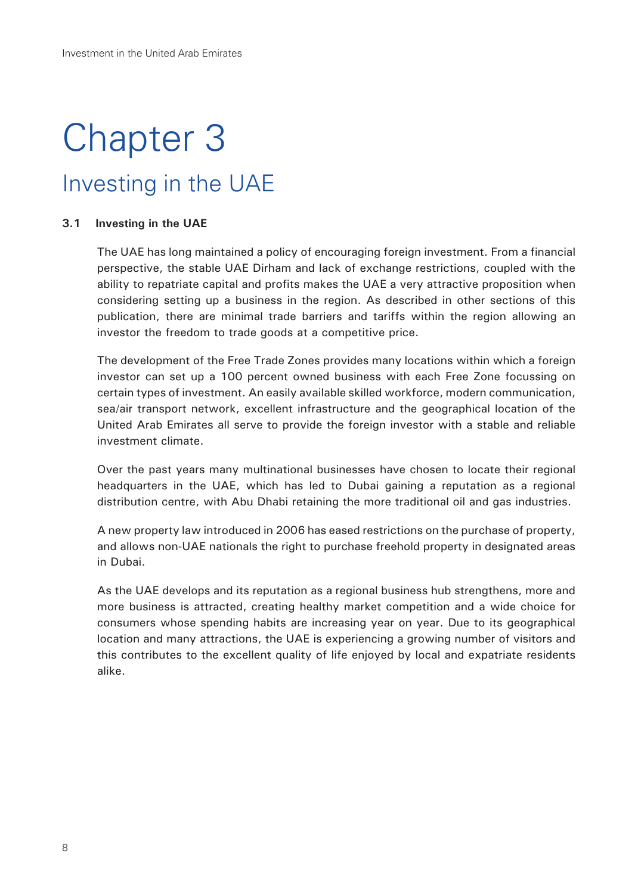# Chapter 3

## Investing in the UAE

### 3.1 Investing in the UAE

The UAE has long maintained a policy of encouraging foreign investment. From a financial perspective, the stable UAE Dirham and lack of exchange restrictions, coupled with the ability to repatriate capital and profits makes the UAE a very attractive proposition when considering setting up a business in the region. As described in other sections of this publication, there are minimal trade barriers and tariffs within the region allowing an investor the freedom to trade goods at a competitive price.

The development of the Free Trade Zones provides many locations within which a foreign investor can set up a 100 percent owned business with each Free Zone focussing on certain types of investment. An easily available skilled workforce, modern communication, sea/air transport network, excellent infrastructure and the geographical location of the United Arab Emirates all serve to provide the foreign investor with a stable and reliable investment climate.

Over the past years many multinational businesses have chosen to locate their regional headquarters in the UAE, which has led to Dubai gaining a reputation as a regional distribution centre, with Abu Dhabi retaining the more traditional oil and gas industries.

A new property law introduced in 2006 has eased restrictions on the purchase of property, and allows non-UAE nationals the right to purchase freehold property in designated areas in Dubai.

As the UAE develops and its reputation as a regional business hub strengthens, more and more business is attracted, creating healthy market competition and a wide choice for consumers whose spending habits are increasing year on year. Due to its geographical location and many attractions, the UAE is experiencing a growing number of visitors and this contributes to the excellent quality of life enjoyed by local and expatriate residents alike.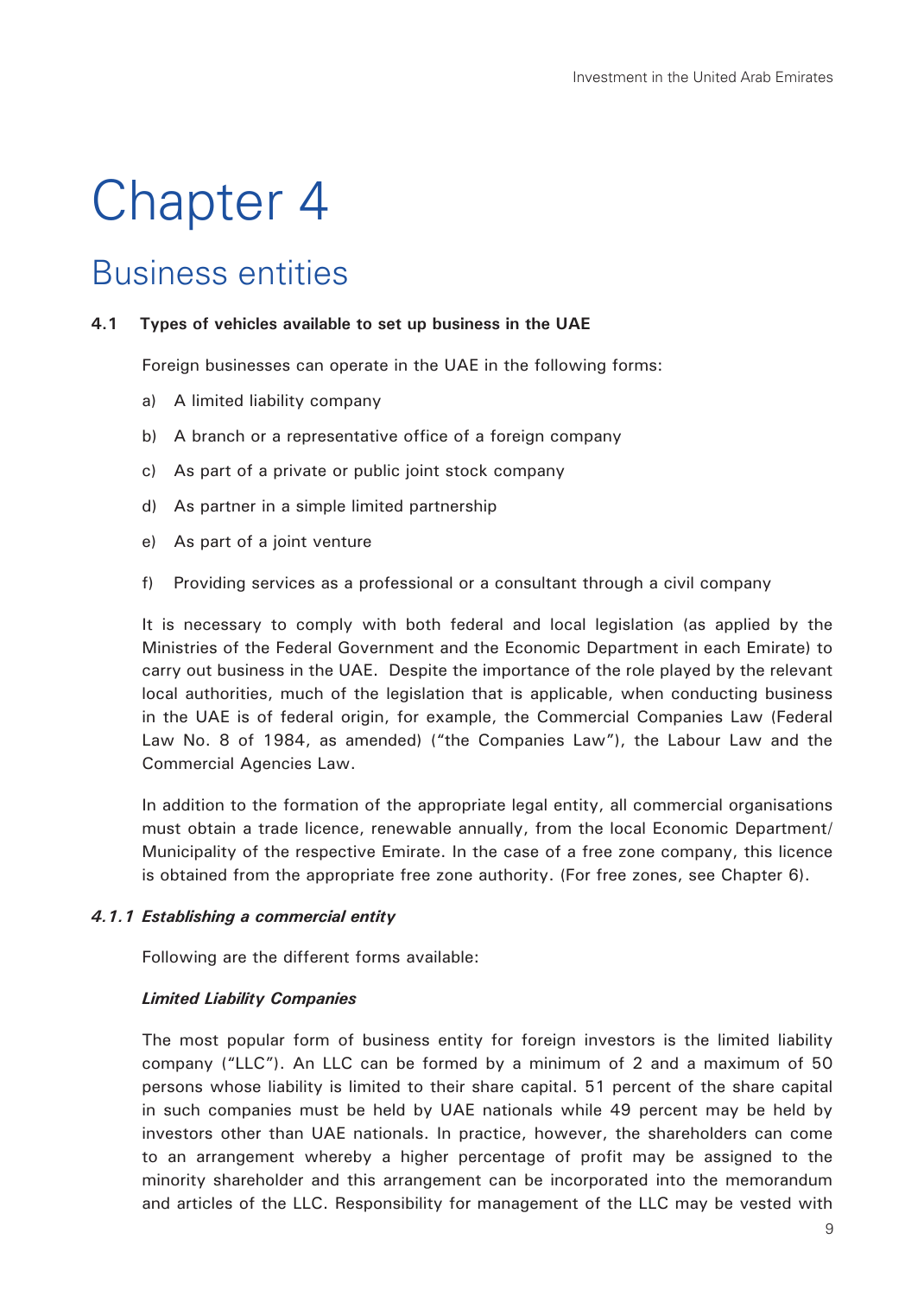# Chapter 4

## Business entities

**4.1 Types of vehicles available to set up business in the UAE**

Foreign businesses can operate in the UAE in the following forms:

a) A limited liability company

b) A branch or a representative office of a foreign company

c) As part of a private or public joint stock company

d) As partner in a simple limited partnership

e) As part of a joint venture

f) Providing services as a professional or a consultant through a civil company

It is necessary to comply with both federal and local legislation (as applied by the Ministries of the Federal Government and the Economic Department in each Emirate) to carry out business in the UAE. Despite the importance of the role played by the relevant local authorities, much of the legislation that is applicable, when conducting business in the UAE is of federal origin, for example, the Commercial Companies Law (Federal Law No. 8 of 1984, as amended) ("the Companies Law"), the Labour Law and the Commercial Agencies Law.

In addition to the formation of the appropriate legal entity, all commercial organisations must obtain a trade licence, renewable annually, from the local Economic Department/ Municipality of the respective Emirate. In the case of a free zone company, this licence is obtained from the appropriate free zone authority. (For free zones, see Chapter 6).

***4.1.1 Establishing a commercial entity***

Following are the different forms available:

***Limited Liability Companies***

The most popular form of business entity for foreign investors is the limited liability company ("LLC"). An LLC can be formed by a minimum of 2 and a maximum of 50 persons whose liability is limited to their share capital. 51 percent of the share capital in such companies must be held by UAE nationals while 49 percent may be held by investors other than UAE nationals. In practice, however, the shareholders can come to an arrangement whereby a higher percentage of profit may be assigned to the minority shareholder and this arrangement can be incorporated into the memorandum and articles of the LLC. Responsibility for management of the LLC may be vested with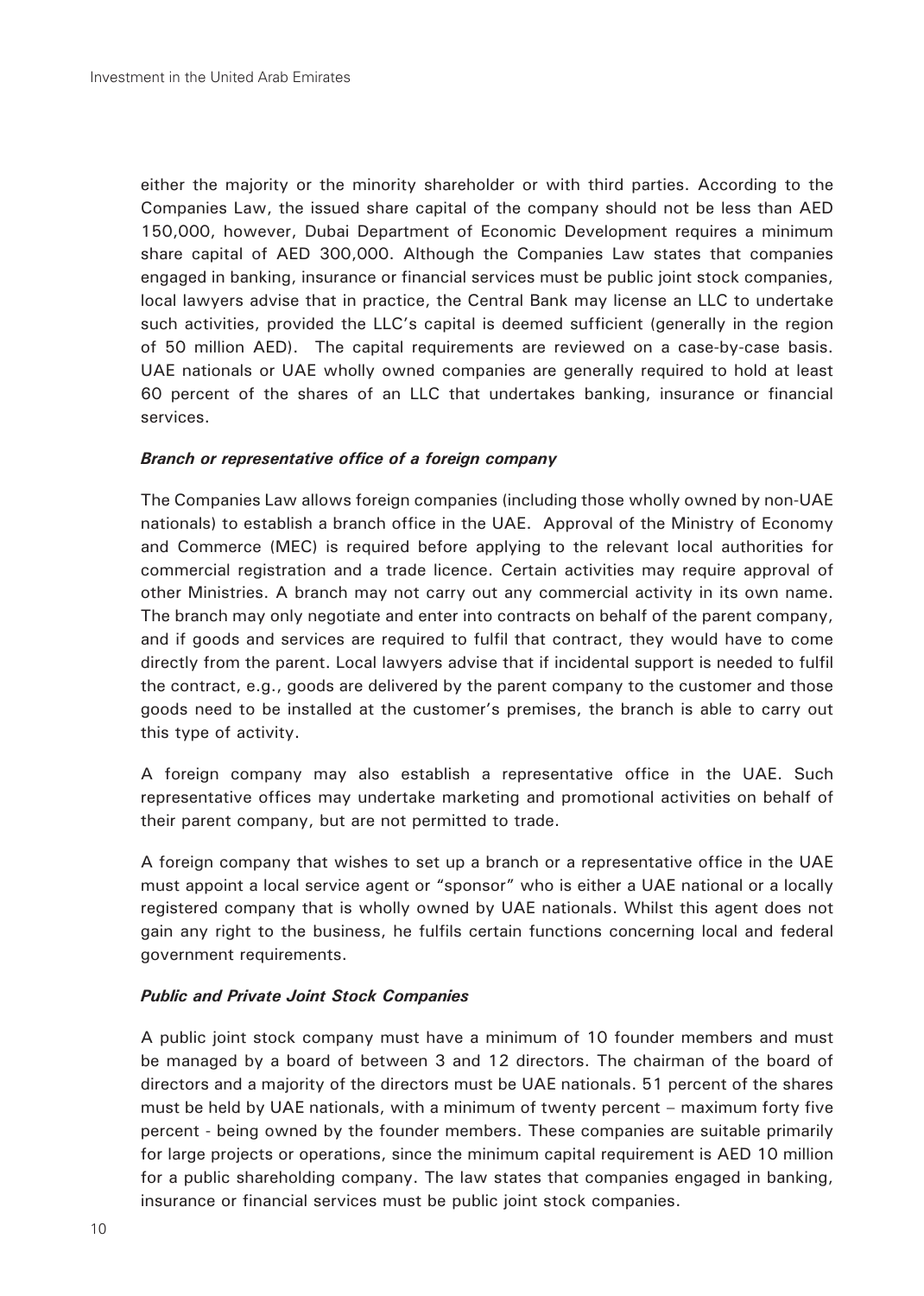either the majority or the minority shareholder or with third parties. According to the Companies Law, the issued share capital of the company should not be less than AED 150,000, however, Dubai Department of Economic Development requires a minimum share capital of AED 300,000. Although the Companies Law states that companies engaged in banking, insurance or financial services must be public joint stock companies, local lawyers advise that in practice, the Central Bank may license an LLC to undertake such activities, provided the LLC's capital is deemed sufficient (generally in the region of 50 million AED). The capital requirements are reviewed on a case-by-case basis. UAE nationals or UAE wholly owned companies are generally required to hold at least 60 percent of the shares of an LLC that undertakes banking, insurance or financial services.

***Branch or representative office of a foreign company***

The Companies Law allows foreign companies (including those wholly owned by non-UAE nationals) to establish a branch office in the UAE. Approval of the Ministry of Economy and Commerce (MEC) is required before applying to the relevant local authorities for commercial registration and a trade licence. Certain activities may require approval of other Ministries. A branch may not carry out any commercial activity in its own name. The branch may only negotiate and enter into contracts on behalf of the parent company, and if goods and services are required to fulfil that contract, they would have to come directly from the parent. Local lawyers advise that if incidental support is needed to fulfil the contract, e.g., goods are delivered by the parent company to the customer and those goods need to be installed at the customer's premises, the branch is able to carry out this type of activity.

A foreign company may also establish a representative office in the UAE. Such representative offices may undertake marketing and promotional activities on behalf of their parent company, but are not permitted to trade.

A foreign company that wishes to set up a branch or a representative office in the UAE must appoint a local service agent or "sponsor" who is either a UAE national or a locally registered company that is wholly owned by UAE nationals. Whilst this agent does not gain any right to the business, he fulfils certain functions concerning local and federal government requirements.

***Public and Private Joint Stock Companies***

A public joint stock company must have a minimum of 10 founder members and must be managed by a board of between 3 and 12 directors. The chairman of the board of directors and a majority of the directors must be UAE nationals. 51 percent of the shares must be held by UAE nationals, with a minimum of twenty percent – maximum forty five percent - being owned by the founder members. These companies are suitable primarily for large projects or operations, since the minimum capital requirement is AED 10 million for a public shareholding company. The law states that companies engaged in banking, insurance or financial services must be public joint stock companies.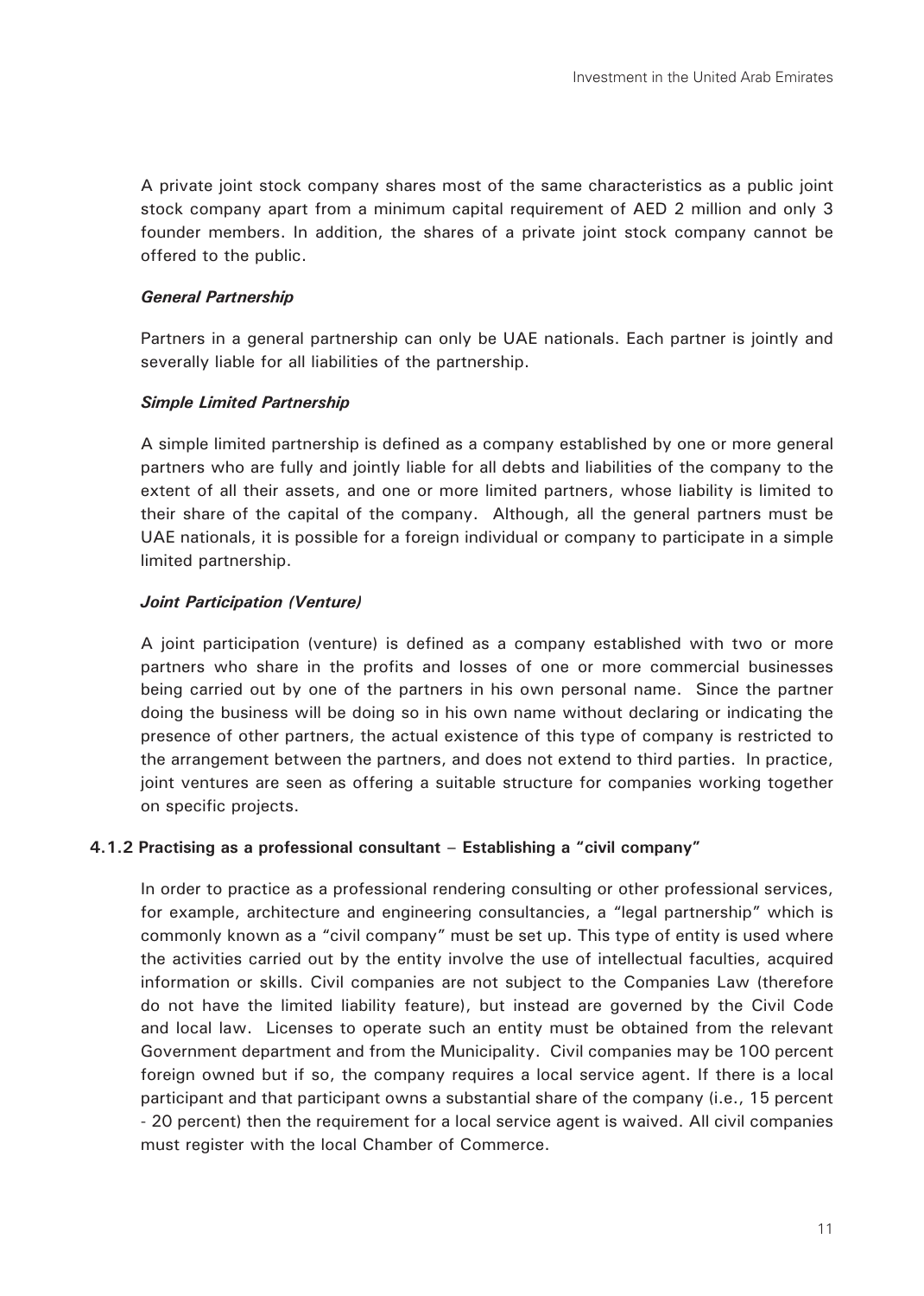A private joint stock company shares most of the same characteristics as a public joint stock company apart from a minimum capital requirement of AED 2 million and only 3 founder members. In addition, the shares of a private joint stock company cannot be offered to the public.

***General Partnership***

Partners in a general partnership can only be UAE nationals. Each partner is jointly and severally liable for all liabilities of the partnership.

***Simple Limited Partnership***

A simple limited partnership is defined as a company established by one or more general partners who are fully and jointly liable for all debts and liabilities of the company to the extent of all their assets, and one or more limited partners, whose liability is limited to their share of the capital of the company. Although, all the general partners must be UAE nationals, it is possible for a foreign individual or company to participate in a simple limited partnership.

***Joint Participation (Venture)***

A joint participation (venture) is defined as a company established with two or more partners who share in the profits and losses of one or more commercial businesses being carried out by one of the partners in his own personal name. Since the partner doing the business will be doing so in his own name without declaring or indicating the presence of other partners, the actual existence of this type of company is restricted to the arrangement between the partners, and does not extend to third parties. In practice, joint ventures are seen as offering a suitable structure for companies working together on specific projects.

#### 4.1.2 Practising as a professional consultant – Establishing a "civil company"

In order to practice as a professional rendering consulting or other professional services, for example, architecture and engineering consultancies, a "legal partnership" which is commonly known as a "civil company" must be set up. This type of entity is used where the activities carried out by the entity involve the use of intellectual faculties, acquired information or skills. Civil companies are not subject to the Companies Law (therefore do not have the limited liability feature), but instead are governed by the Civil Code and local law. Licenses to operate such an entity must be obtained from the relevant Government department and from the Municipality. Civil companies may be 100 percent foreign owned but if so, the company requires a local service agent. If there is a local participant and that participant owns a substantial share of the company (i.e., 15 percent - 20 percent) then the requirement for a local service agent is waived. All civil companies must register with the local Chamber of Commerce.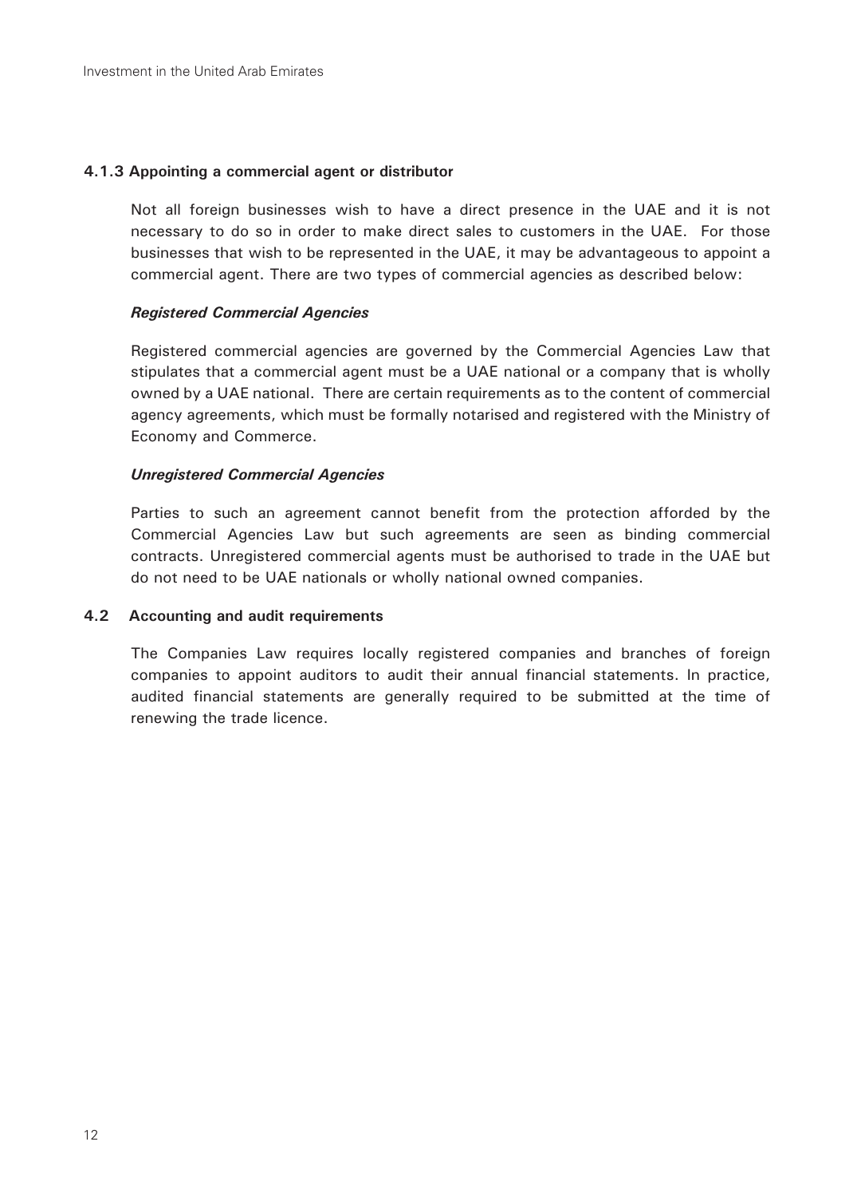#### 4.1.3 Appointing a commercial agent or distributor

Not all foreign businesses wish to have a direct presence in the UAE and it is not necessary to do so in order to make direct sales to customers in the UAE. For those businesses that wish to be represented in the UAE, it may be advantageous to appoint a commercial agent. There are two types of commercial agencies as described below:

***Registered Commercial Agencies***

Registered commercial agencies are governed by the Commercial Agencies Law that stipulates that a commercial agent must be a UAE national or a company that is wholly owned by a UAE national. There are certain requirements as to the content of commercial agency agreements, which must be formally notarised and registered with the Ministry of Economy and Commerce.

***Unregistered Commercial Agencies***

Parties to such an agreement cannot benefit from the protection afforded by the Commercial Agencies Law but such agreements are seen as binding commercial contracts. Unregistered commercial agents must be authorised to trade in the UAE but do not need to be UAE nationals or wholly national owned companies.

### 4.2 Accounting and audit requirements

The Companies Law requires locally registered companies and branches of foreign companies to appoint auditors to audit their annual financial statements. In practice, audited financial statements are generally required to be submitted at the time of renewing the trade licence.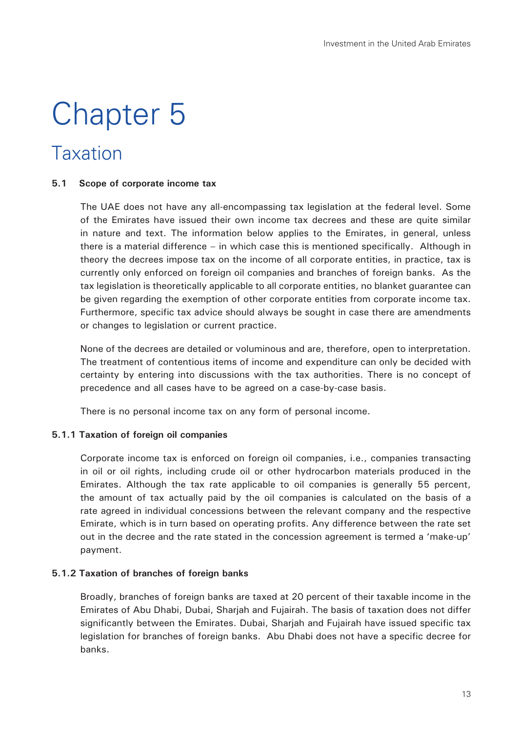# Chapter 5

## Taxation

### 5.1 Scope of corporate income tax

The UAE does not have any all-encompassing tax legislation at the federal level. Some of the Emirates have issued their own income tax decrees and these are quite similar in nature and text. The information below applies to the Emirates, in general, unless there is a material difference – in which case this is mentioned specifically. Although in theory the decrees impose tax on the income of all corporate entities, in practice, tax is currently only enforced on foreign oil companies and branches of foreign banks. As the tax legislation is theoretically applicable to all corporate entities, no blanket guarantee can be given regarding the exemption of other corporate entities from corporate income tax. Furthermore, specific tax advice should always be sought in case there are amendments or changes to legislation or current practice.

None of the decrees are detailed or voluminous and are, therefore, open to interpretation. The treatment of contentious items of income and expenditure can only be decided with certainty by entering into discussions with the tax authorities. There is no concept of precedence and all cases have to be agreed on a case-by-case basis.

There is no personal income tax on any form of personal income.

### 5.1.1 Taxation of foreign oil companies

Corporate income tax is enforced on foreign oil companies, i.e., companies transacting in oil or oil rights, including crude oil or other hydrocarbon materials produced in the Emirates. Although the tax rate applicable to oil companies is generally 55 percent, the amount of tax actually paid by the oil companies is calculated on the basis of a rate agreed in individual concessions between the relevant company and the respective Emirate, which is in turn based on operating profits. Any difference between the rate set out in the decree and the rate stated in the concession agreement is termed a 'make-up' payment.

### 5.1.2 Taxation of branches of foreign banks

Broadly, branches of foreign banks are taxed at 20 percent of their taxable income in the Emirates of Abu Dhabi, Dubai, Sharjah and Fujairah. The basis of taxation does not differ significantly between the Emirates. Dubai, Sharjah and Fujairah have issued specific tax legislation for branches of foreign banks. Abu Dhabi does not have a specific decree for banks.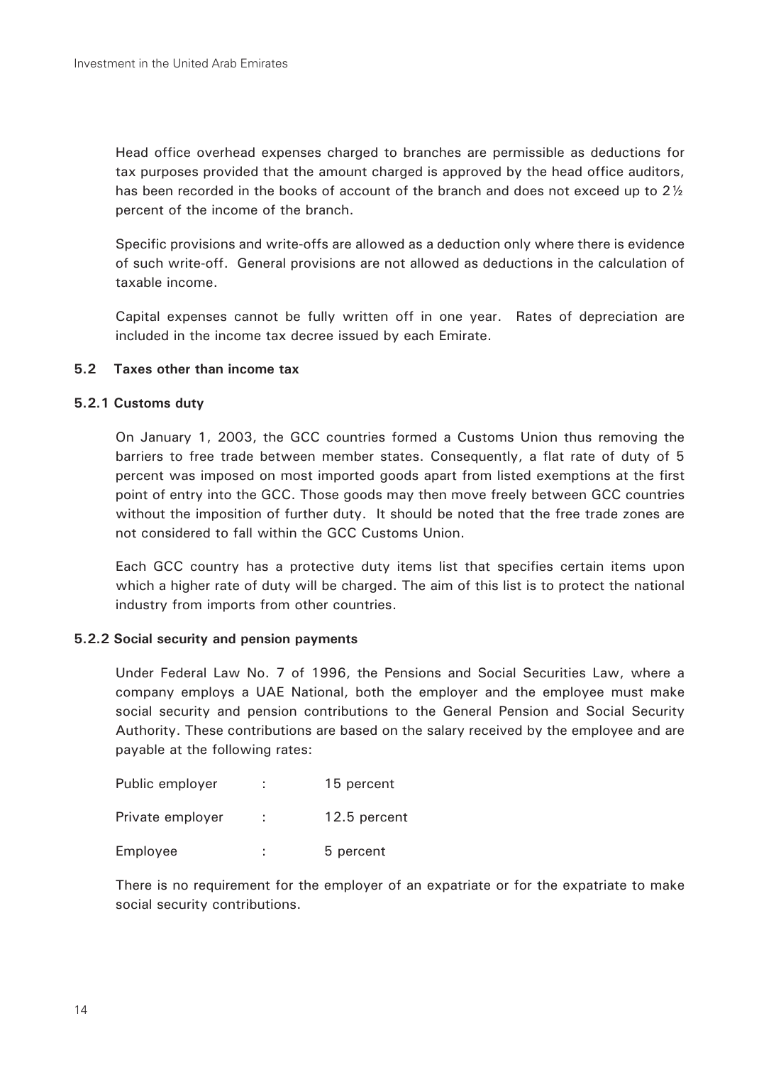Head office overhead expenses charged to branches are permissible as deductions for tax purposes provided that the amount charged is approved by the head office auditors, has been recorded in the books of account of the branch and does not exceed up to 2½ percent of the income of the branch.

Specific provisions and write-offs are allowed as a deduction only where there is evidence of such write-off. General provisions are not allowed as deductions in the calculation of taxable income.

Capital expenses cannot be fully written off in one year. Rates of depreciation are included in the income tax decree issued by each Emirate.

### 5.2 Taxes other than income tax

#### 5.2.1 Customs duty

On January 1, 2003, the GCC countries formed a Customs Union thus removing the barriers to free trade between member states. Consequently, a flat rate of duty of 5 percent was imposed on most imported goods apart from listed exemptions at the first point of entry into the GCC. Those goods may then move freely between GCC countries without the imposition of further duty. It should be noted that the free trade zones are not considered to fall within the GCC Customs Union.

Each GCC country has a protective duty items list that specifies certain items upon which a higher rate of duty will be charged. The aim of this list is to protect the national industry from imports from other countries.

#### 5.2.2 Social security and pension payments

Under Federal Law No. 7 of 1996, the Pensions and Social Securities Law, where a company employs a UAE National, both the employer and the employee must make social security and pension contributions to the General Pension and Social Security Authority. These contributions are based on the salary received by the employee and are payable at the following rates:

| | | |
|---|---|---|
| Public employer | : | 15 percent |
| Private employer | : | 12.5 percent |
| Employee | : | 5 percent |

There is no requirement for the employer of an expatriate or for the expatriate to make social security contributions.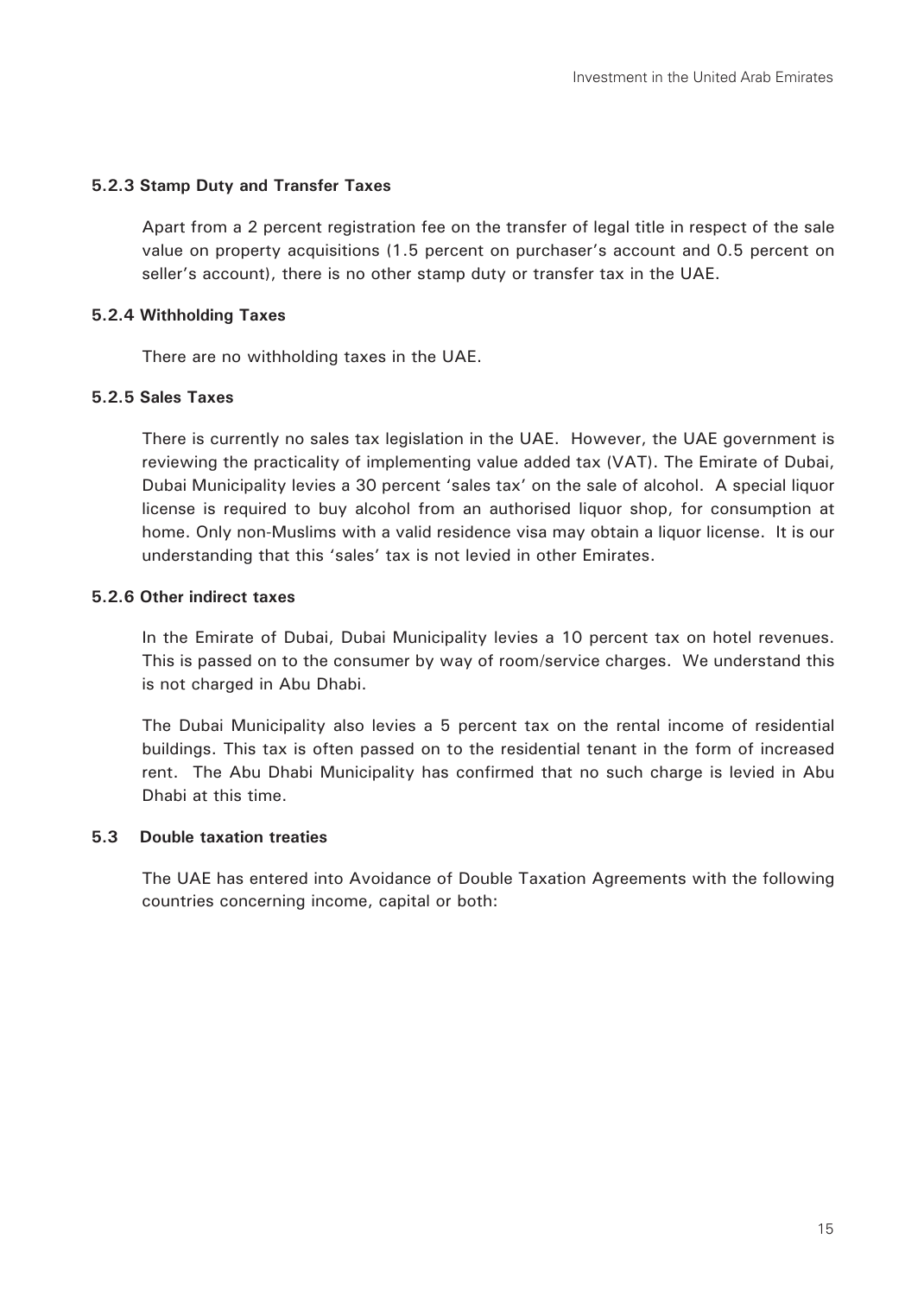#### 5.2.3 Stamp Duty and Transfer Taxes

Apart from a 2 percent registration fee on the transfer of legal title in respect of the sale value on property acquisitions (1.5 percent on purchaser's account and 0.5 percent on seller's account), there is no other stamp duty or transfer tax in the UAE.

#### 5.2.4 Withholding Taxes

There are no withholding taxes in the UAE.

#### 5.2.5 Sales Taxes

There is currently no sales tax legislation in the UAE. However, the UAE government is reviewing the practicality of implementing value added tax (VAT). The Emirate of Dubai, Dubai Municipality levies a 30 percent 'sales tax' on the sale of alcohol. A special liquor license is required to buy alcohol from an authorised liquor shop, for consumption at home. Only non-Muslims with a valid residence visa may obtain a liquor license. It is our understanding that this 'sales' tax is not levied in other Emirates.

#### 5.2.6 Other indirect taxes

In the Emirate of Dubai, Dubai Municipality levies a 10 percent tax on hotel revenues. This is passed on to the consumer by way of room/service charges. We understand this is not charged in Abu Dhabi.

The Dubai Municipality also levies a 5 percent tax on the rental income of residential buildings. This tax is often passed on to the residential tenant in the form of increased rent. The Abu Dhabi Municipality has confirmed that no such charge is levied in Abu Dhabi at this time.

### 5.3 Double taxation treaties

The UAE has entered into Avoidance of Double Taxation Agreements with the following countries concerning income, capital or both: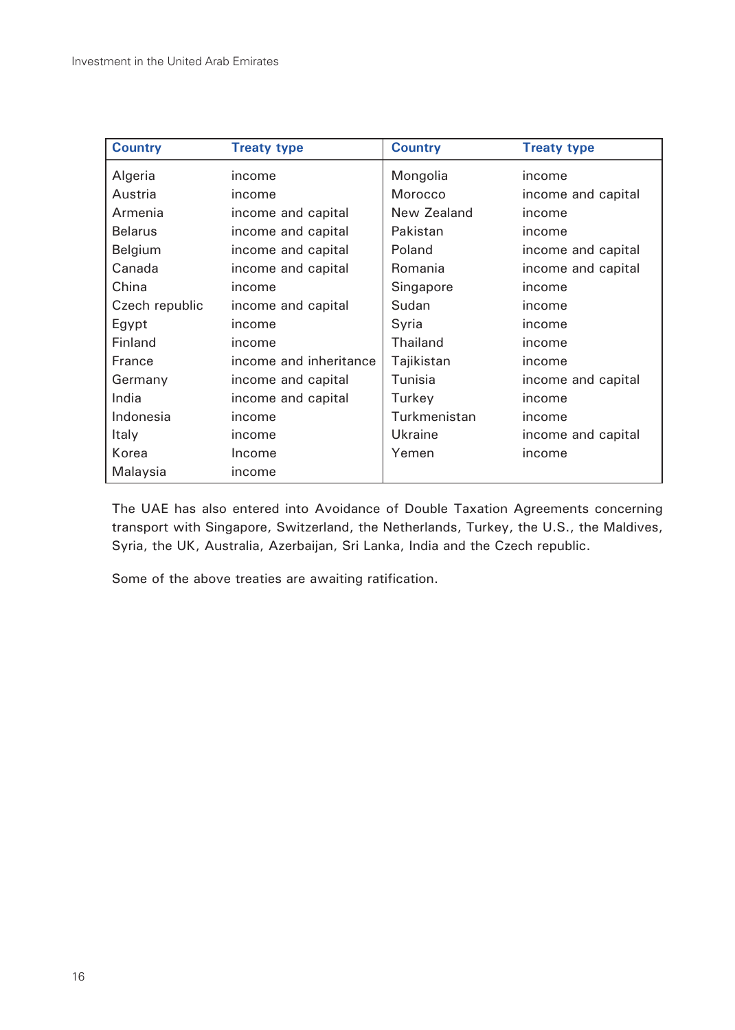| Country | Treaty type | Country | Treaty type |
|---|---|---|---|
| Algeria | income | Mongolia | income |
| Austria | income | Morocco | income and capital |
| Armenia | income and capital | New Zealand | income |
| Belarus | income and capital | Pakistan | income |
| Belgium | income and capital | Poland | income and capital |
| Canada | income and capital | Romania | income and capital |
| China | income | Singapore | income |
| Czech republic | income and capital | Sudan | income |
| Egypt | income | Syria | income |
| Finland | income | Thailand | income |
| France | income and inheritance | Tajikistan | income |
| Germany | income and capital | Tunisia | income and capital |
| India | income and capital | Turkey | income |
| Indonesia | income | Turkmenistan | income |
| Italy | income | Ukraine | income and capital |
| Korea | Income | Yemen | income |
| Malaysia | income | | |

The UAE has also entered into Avoidance of Double Taxation Agreements concerning transport with Singapore, Switzerland, the Netherlands, Turkey, the U.S., the Maldives, Syria, the UK, Australia, Azerbaijan, Sri Lanka, India and the Czech republic.

Some of the above treaties are awaiting ratification.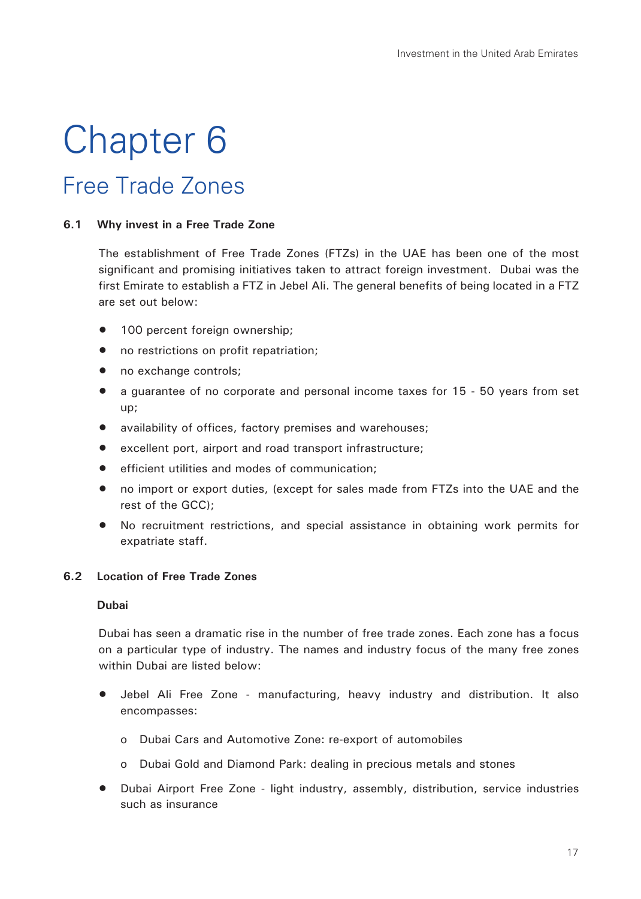# Chapter 6

## Free Trade Zones

### 6.1 Why invest in a Free Trade Zone

The establishment of Free Trade Zones (FTZs) in the UAE has been one of the most significant and promising initiatives taken to attract foreign investment. Dubai was the first Emirate to establish a FTZ in Jebel Ali. The general benefits of being located in a FTZ are set out below:

- 100 percent foreign ownership;
- no restrictions on profit repatriation;
- no exchange controls;
- a guarantee of no corporate and personal income taxes for 15 - 50 years from set up;
- availability of offices, factory premises and warehouses;
- excellent port, airport and road transport infrastructure;
- efficient utilities and modes of communication;
- no import or export duties, (except for sales made from FTZs into the UAE and the rest of the GCC);
- No recruitment restrictions, and special assistance in obtaining work permits for expatriate staff.

### 6.2 Location of Free Trade Zones

**Dubai**

Dubai has seen a dramatic rise in the number of free trade zones. Each zone has a focus on a particular type of industry. The names and industry focus of the many free zones within Dubai are listed below:

- Jebel Ali Free Zone - manufacturing, heavy industry and distribution. It also encompasses:
  - Dubai Cars and Automotive Zone: re-export of automobiles
  - Dubai Gold and Diamond Park: dealing in precious metals and stones
- Dubai Airport Free Zone - light industry, assembly, distribution, service industries such as insurance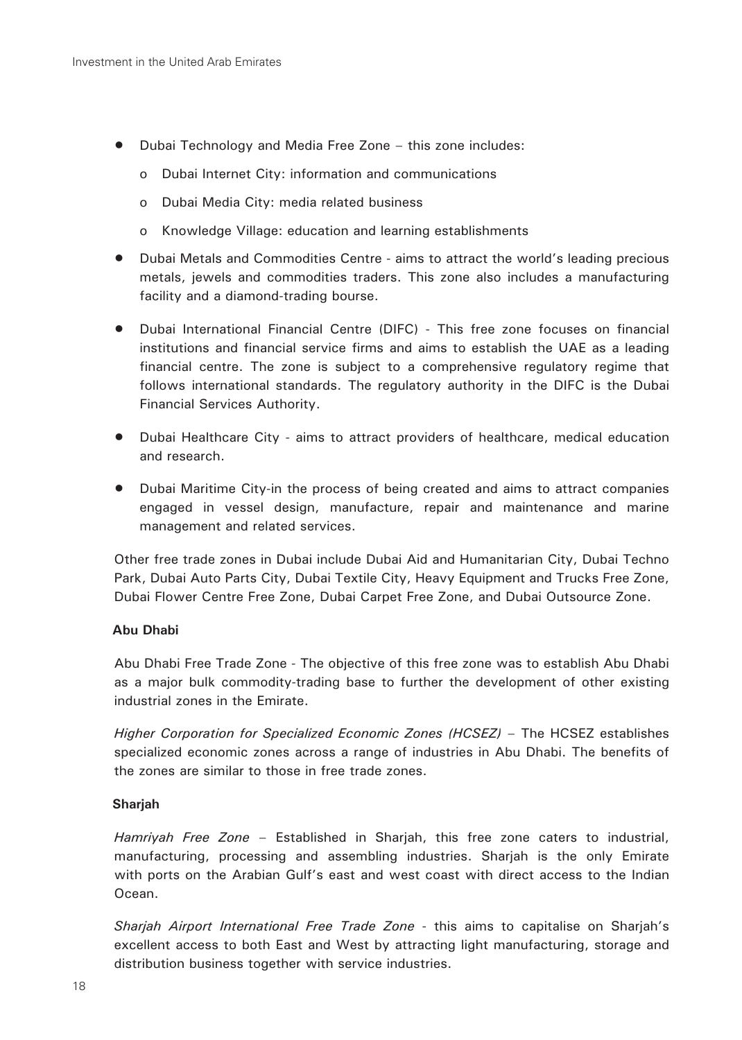- Dubai Technology and Media Free Zone – this zone includes:
  - Dubai Internet City: information and communications
  - Dubai Media City: media related business
  - Knowledge Village: education and learning establishments
- Dubai Metals and Commodities Centre - aims to attract the world's leading precious metals, jewels and commodities traders. This zone also includes a manufacturing facility and a diamond-trading bourse.
- Dubai International Financial Centre (DIFC) - This free zone focuses on financial institutions and financial service firms and aims to establish the UAE as a leading financial centre. The zone is subject to a comprehensive regulatory regime that follows international standards. The regulatory authority in the DIFC is the Dubai Financial Services Authority.
- Dubai Healthcare City - aims to attract providers of healthcare, medical education and research.
- Dubai Maritime City-in the process of being created and aims to attract companies engaged in vessel design, manufacture, repair and maintenance and marine management and related services.

Other free trade zones in Dubai include Dubai Aid and Humanitarian City, Dubai Techno Park, Dubai Auto Parts City, Dubai Textile City, Heavy Equipment and Trucks Free Zone, Dubai Flower Centre Free Zone, Dubai Carpet Free Zone, and Dubai Outsource Zone.

**Abu Dhabi**

Abu Dhabi Free Trade Zone - The objective of this free zone was to establish Abu Dhabi as a major bulk commodity-trading base to further the development of other existing industrial zones in the Emirate.

*Higher Corporation for Specialized Economic Zones (HCSEZ)* – The HCSEZ establishes specialized economic zones across a range of industries in Abu Dhabi. The benefits of the zones are similar to those in free trade zones.

**Sharjah**

*Hamriyah Free Zone* – Established in Sharjah, this free zone caters to industrial, manufacturing, processing and assembling industries. Sharjah is the only Emirate with ports on the Arabian Gulf's east and west coast with direct access to the Indian Ocean.

*Sharjah Airport International Free Trade Zone* - this aims to capitalise on Sharjah's excellent access to both East and West by attracting light manufacturing, storage and distribution business together with service industries.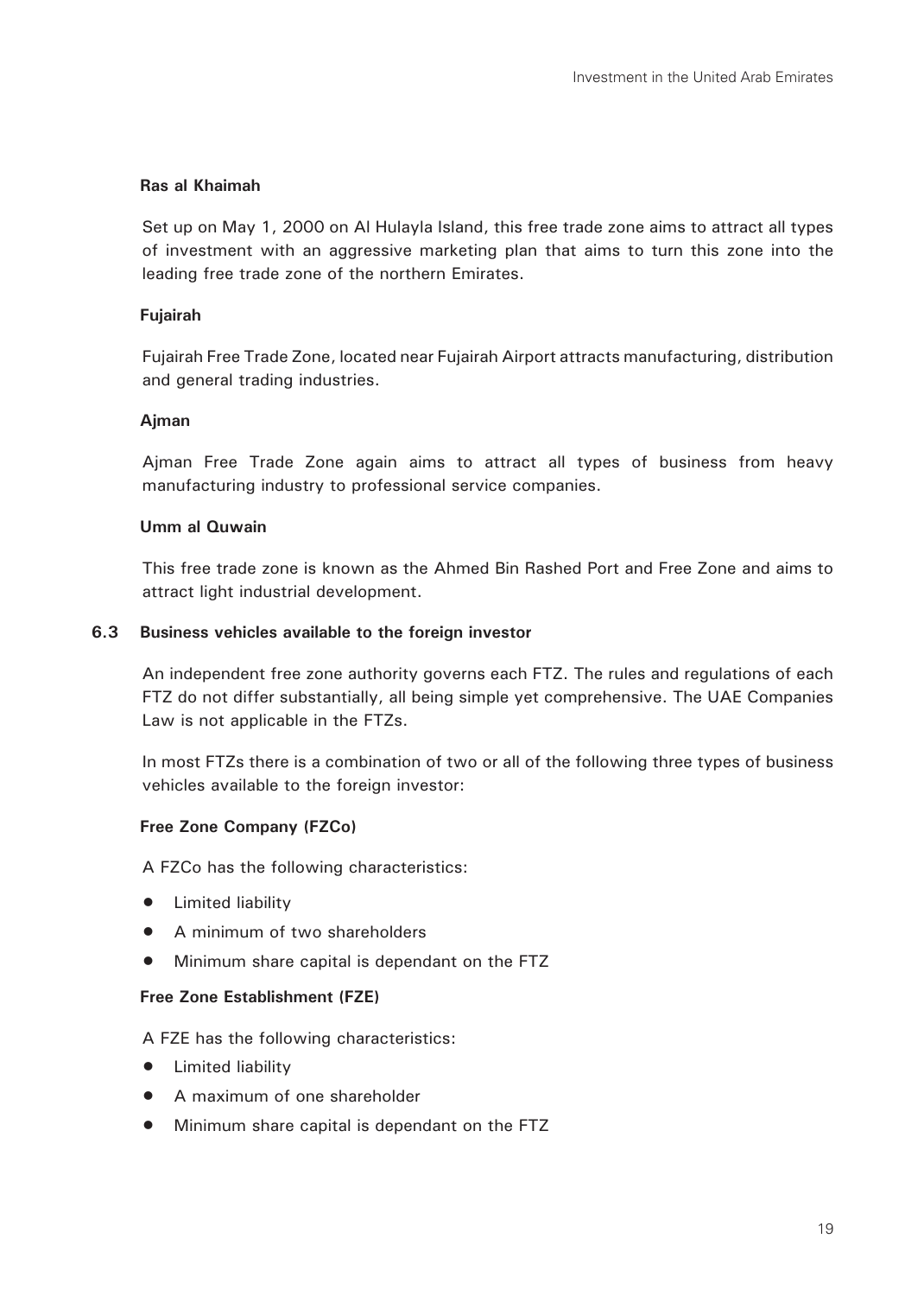**Ras al Khaimah**

Set up on May 1, 2000 on Al Hulayla Island, this free trade zone aims to attract all types of investment with an aggressive marketing plan that aims to turn this zone into the leading free trade zone of the northern Emirates.

**Fujairah**

Fujairah Free Trade Zone, located near Fujairah Airport attracts manufacturing, distribution and general trading industries.

**Ajman**

Ajman Free Trade Zone again aims to attract all types of business from heavy manufacturing industry to professional service companies.

**Umm al Quwain**

This free trade zone is known as the Ahmed Bin Rashed Port and Free Zone and aims to attract light industrial development.

### 6.3 Business vehicles available to the foreign investor

An independent free zone authority governs each FTZ. The rules and regulations of each FTZ do not differ substantially, all being simple yet comprehensive. The UAE Companies Law is not applicable in the FTZs.

In most FTZs there is a combination of two or all of the following three types of business vehicles available to the foreign investor:

**Free Zone Company (FZCo)**

A FZCo has the following characteristics:

- Limited liability
- A minimum of two shareholders
- Minimum share capital is dependant on the FTZ

**Free Zone Establishment (FZE)**

A FZE has the following characteristics:

- Limited liability
- A maximum of one shareholder
- Minimum share capital is dependant on the FTZ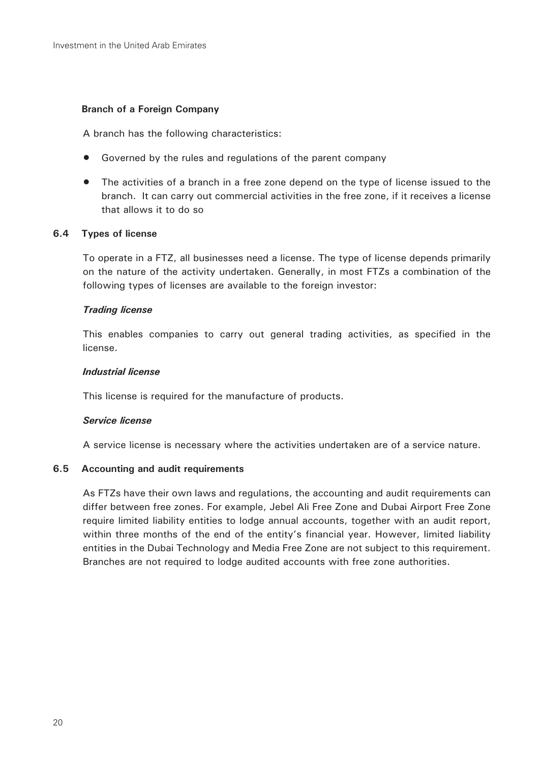**Branch of a Foreign Company**

A branch has the following characteristics:

- Governed by the rules and regulations of the parent company
- The activities of a branch in a free zone depend on the type of license issued to the branch. It can carry out commercial activities in the free zone, if it receives a license that allows it to do so

## 6.4 Types of license

To operate in a FTZ, all businesses need a license. The type of license depends primarily on the nature of the activity undertaken. Generally, in most FTZs a combination of the following types of licenses are available to the foreign investor:

***Trading license***

This enables companies to carry out general trading activities, as specified in the license.

***Industrial license***

This license is required for the manufacture of products.

***Service license***

A service license is necessary where the activities undertaken are of a service nature.

## 6.5 Accounting and audit requirements

As FTZs have their own laws and regulations, the accounting and audit requirements can differ between free zones. For example, Jebel Ali Free Zone and Dubai Airport Free Zone require limited liability entities to lodge annual accounts, together with an audit report, within three months of the end of the entity's financial year. However, limited liability entities in the Dubai Technology and Media Free Zone are not subject to this requirement. Branches are not required to lodge audited accounts with free zone authorities.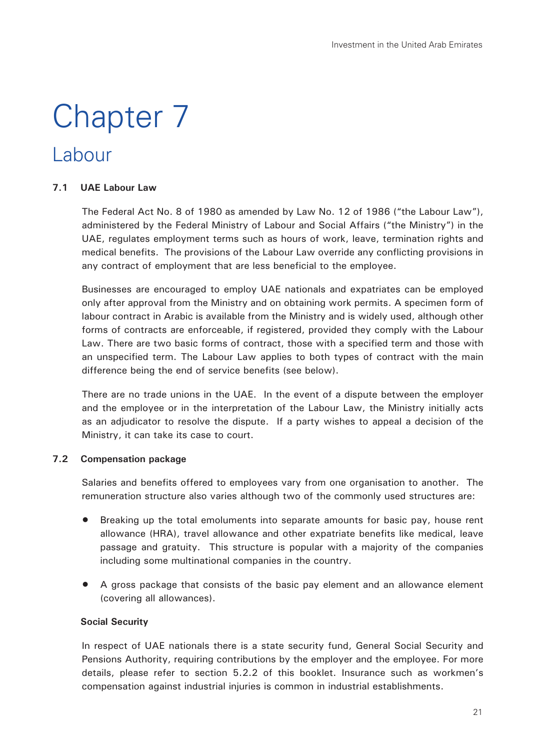# Chapter 7

## Labour

### 7.1 UAE Labour Law

The Federal Act No. 8 of 1980 as amended by Law No. 12 of 1986 ("the Labour Law"), administered by the Federal Ministry of Labour and Social Affairs ("the Ministry") in the UAE, regulates employment terms such as hours of work, leave, termination rights and medical benefits. The provisions of the Labour Law override any conflicting provisions in any contract of employment that are less beneficial to the employee.

Businesses are encouraged to employ UAE nationals and expatriates can be employed only after approval from the Ministry and on obtaining work permits. A specimen form of labour contract in Arabic is available from the Ministry and is widely used, although other forms of contracts are enforceable, if registered, provided they comply with the Labour Law. There are two basic forms of contract, those with a specified term and those with an unspecified term. The Labour Law applies to both types of contract with the main difference being the end of service benefits (see below).

There are no trade unions in the UAE. In the event of a dispute between the employer and the employee or in the interpretation of the Labour Law, the Ministry initially acts as an adjudicator to resolve the dispute. If a party wishes to appeal a decision of the Ministry, it can take its case to court.

### 7.2 Compensation package

Salaries and benefits offered to employees vary from one organisation to another. The remuneration structure also varies although two of the commonly used structures are:

- Breaking up the total emoluments into separate amounts for basic pay, house rent allowance (HRA), travel allowance and other expatriate benefits like medical, leave passage and gratuity. This structure is popular with a majority of the companies including some multinational companies in the country.
- A gross package that consists of the basic pay element and an allowance element (covering all allowances).

**Social Security**

In respect of UAE nationals there is a state security fund, General Social Security and Pensions Authority, requiring contributions by the employer and the employee. For more details, please refer to section 5.2.2 of this booklet. Insurance such as workmen's compensation against industrial injuries is common in industrial establishments.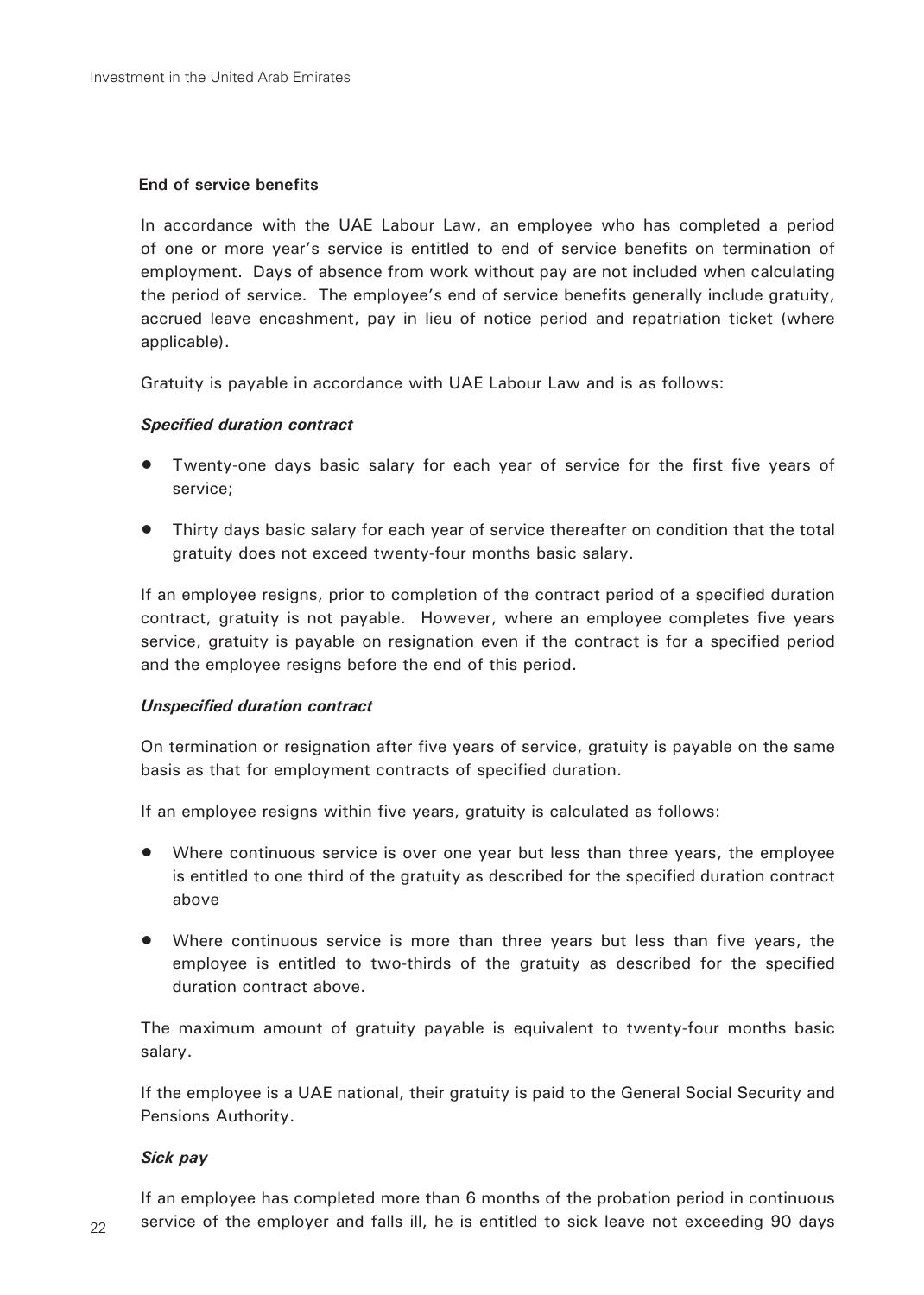### End of service benefits

In accordance with the UAE Labour Law, an employee who has completed a period of one or more year's service is entitled to end of service benefits on termination of employment. Days of absence from work without pay are not included when calculating the period of service. The employee's end of service benefits generally include gratuity, accrued leave encashment, pay in lieu of notice period and repatriation ticket (where applicable).

Gratuity is payable in accordance with UAE Labour Law and is as follows:

***Specified duration contract***

- Twenty-one days basic salary for each year of service for the first five years of service;
- Thirty days basic salary for each year of service thereafter on condition that the total gratuity does not exceed twenty-four months basic salary.

If an employee resigns, prior to completion of the contract period of a specified duration contract, gratuity is not payable. However, where an employee completes five years service, gratuity is payable on resignation even if the contract is for a specified period and the employee resigns before the end of this period.

***Unspecified duration contract***

On termination or resignation after five years of service, gratuity is payable on the same basis as that for employment contracts of specified duration.

If an employee resigns within five years, gratuity is calculated as follows:

- Where continuous service is over one year but less than three years, the employee is entitled to one third of the gratuity as described for the specified duration contract above
- Where continuous service is more than three years but less than five years, the employee is entitled to two-thirds of the gratuity as described for the specified duration contract above.

The maximum amount of gratuity payable is equivalent to twenty-four months basic salary.

If the employee is a UAE national, their gratuity is paid to the General Social Security and Pensions Authority.

***Sick pay***

If an employee has completed more than 6 months of the probation period in continuous service of the employer and falls ill, he is entitled to sick leave not exceeding 90 days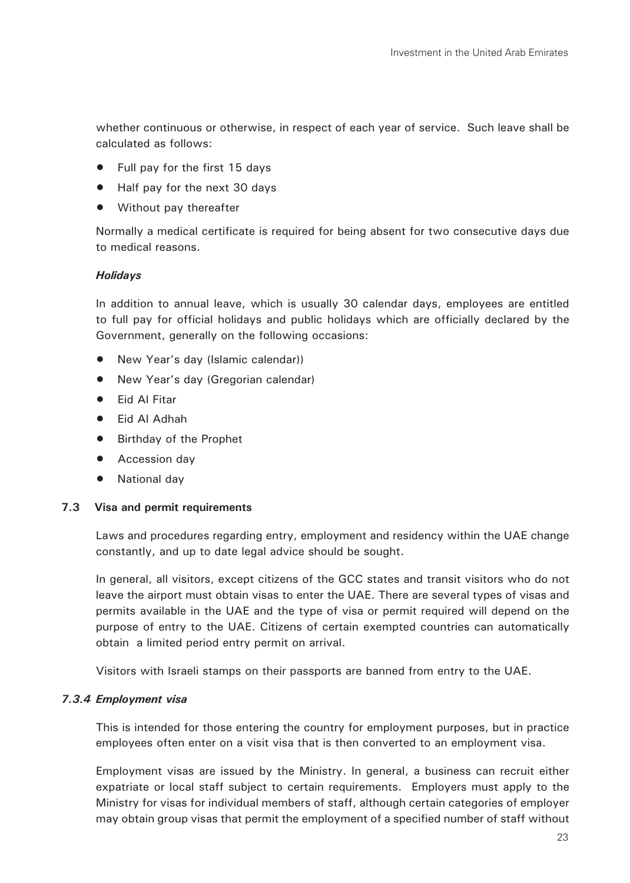whether continuous or otherwise, in respect of each year of service. Such leave shall be calculated as follows:

- Full pay for the first 15 days
- Half pay for the next 30 days
- Without pay thereafter

Normally a medical certificate is required for being absent for two consecutive days due to medical reasons.

***Holidays***

In addition to annual leave, which is usually 30 calendar days, employees are entitled to full pay for official holidays and public holidays which are officially declared by the Government, generally on the following occasions:

- New Year's day (Islamic calendar))
- New Year's day (Gregorian calendar)
- Eid Al Fitar
- Eid Al Adhah
- Birthday of the Prophet
- Accession day
- National day

### 7.3 Visa and permit requirements

Laws and procedures regarding entry, employment and residency within the UAE change constantly, and up to date legal advice should be sought.

In general, all visitors, except citizens of the GCC states and transit visitors who do not leave the airport must obtain visas to enter the UAE. There are several types of visas and permits available in the UAE and the type of visa or permit required will depend on the purpose of entry to the UAE. Citizens of certain exempted countries can automatically obtain a limited period entry permit on arrival.

Visitors with Israeli stamps on their passports are banned from entry to the UAE.

#### *7.3.4 Employment visa*

This is intended for those entering the country for employment purposes, but in practice employees often enter on a visit visa that is then converted to an employment visa.

Employment visas are issued by the Ministry. In general, a business can recruit either expatriate or local staff subject to certain requirements. Employers must apply to the Ministry for visas for individual members of staff, although certain categories of employer may obtain group visas that permit the employment of a specified number of staff without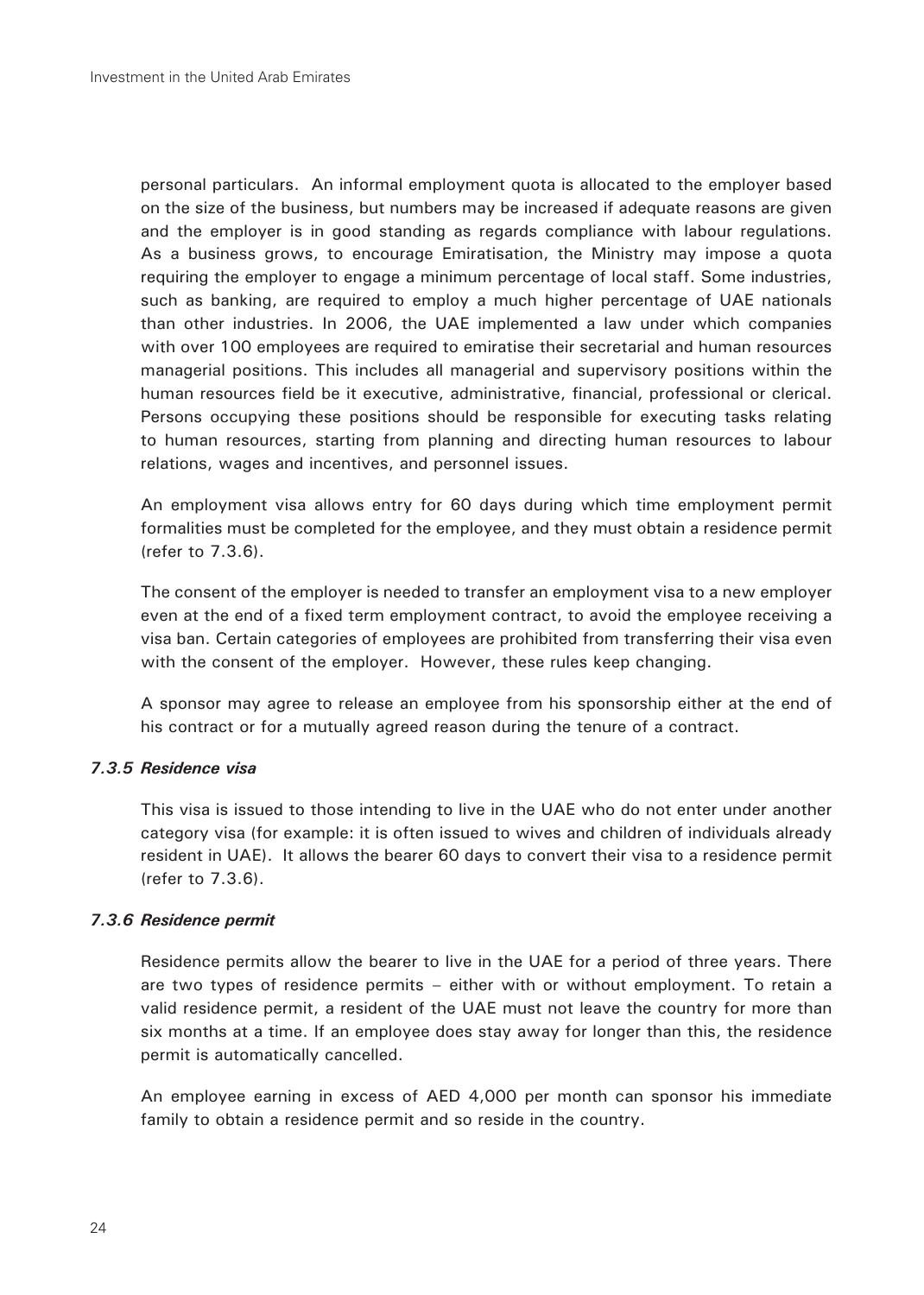personal particulars. An informal employment quota is allocated to the employer based on the size of the business, but numbers may be increased if adequate reasons are given and the employer is in good standing as regards compliance with labour regulations. As a business grows, to encourage Emiratisation, the Ministry may impose a quota requiring the employer to engage a minimum percentage of local staff. Some industries, such as banking, are required to employ a much higher percentage of UAE nationals than other industries. In 2006, the UAE implemented a law under which companies with over 100 employees are required to emiratise their secretarial and human resources managerial positions. This includes all managerial and supervisory positions within the human resources field be it executive, administrative, financial, professional or clerical. Persons occupying these positions should be responsible for executing tasks relating to human resources, starting from planning and directing human resources to labour relations, wages and incentives, and personnel issues.

An employment visa allows entry for 60 days during which time employment permit formalities must be completed for the employee, and they must obtain a residence permit (refer to 7.3.6).

The consent of the employer is needed to transfer an employment visa to a new employer even at the end of a fixed term employment contract, to avoid the employee receiving a visa ban. Certain categories of employees are prohibited from transferring their visa even with the consent of the employer. However, these rules keep changing.

A sponsor may agree to release an employee from his sponsorship either at the end of his contract or for a mutually agreed reason during the tenure of a contract.

### *7.3.5 Residence visa*

This visa is issued to those intending to live in the UAE who do not enter under another category visa (for example: it is often issued to wives and children of individuals already resident in UAE). It allows the bearer 60 days to convert their visa to a residence permit (refer to 7.3.6).

### *7.3.6 Residence permit*

Residence permits allow the bearer to live in the UAE for a period of three years. There are two types of residence permits – either with or without employment. To retain a valid residence permit, a resident of the UAE must not leave the country for more than six months at a time. If an employee does stay away for longer than this, the residence permit is automatically cancelled.

An employee earning in excess of AED 4,000 per month can sponsor his immediate family to obtain a residence permit and so reside in the country.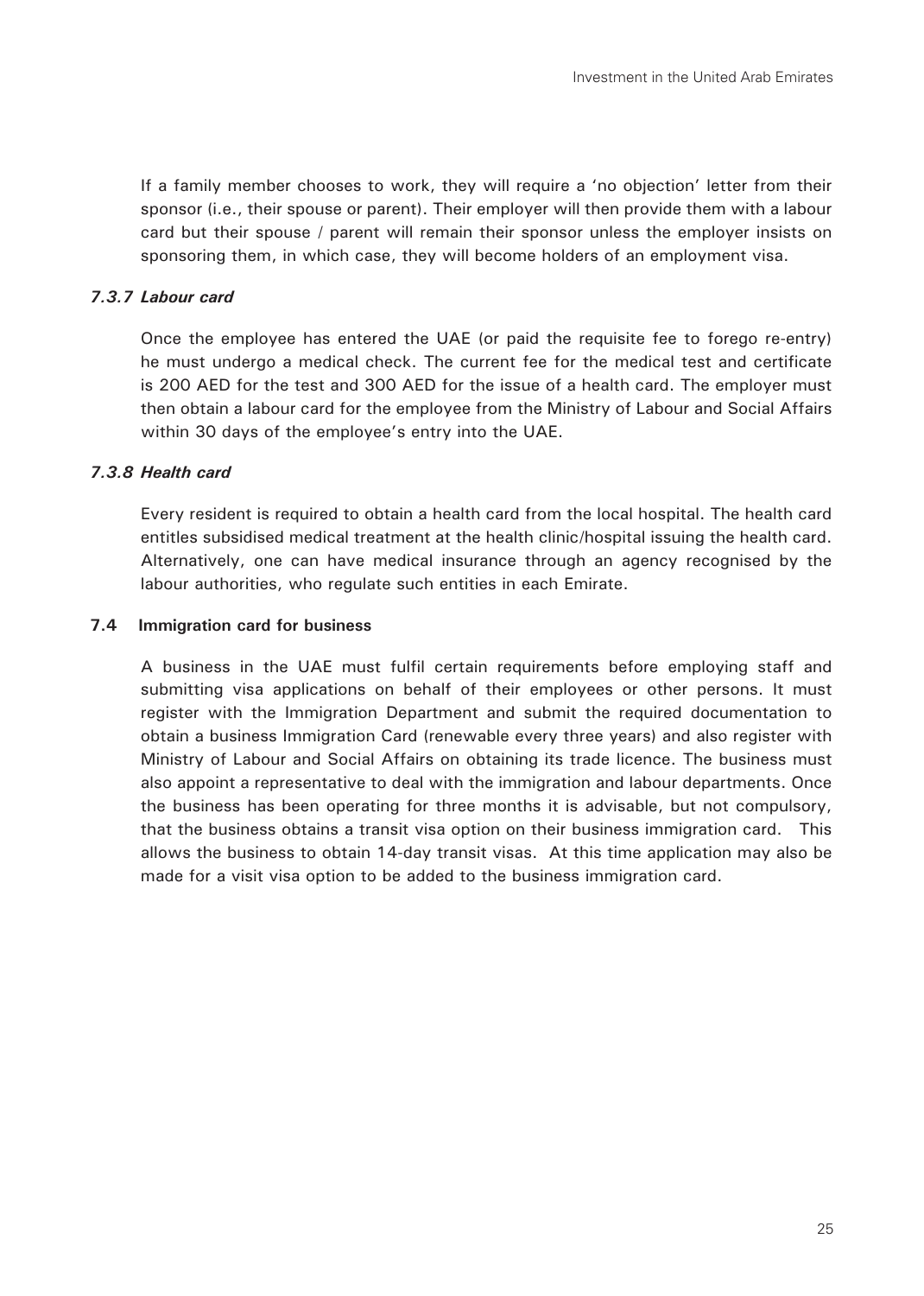If a family member chooses to work, they will require a 'no objection' letter from their sponsor (i.e., their spouse or parent). Their employer will then provide them with a labour card but their spouse / parent will remain their sponsor unless the employer insists on sponsoring them, in which case, they will become holders of an employment visa.

#### *7.3.7 Labour card*

Once the employee has entered the UAE (or paid the requisite fee to forego re-entry) he must undergo a medical check. The current fee for the medical test and certificate is 200 AED for the test and 300 AED for the issue of a health card. The employer must then obtain a labour card for the employee from the Ministry of Labour and Social Affairs within 30 days of the employee's entry into the UAE.

#### *7.3.8 Health card*

Every resident is required to obtain a health card from the local hospital. The health card entitles subsidised medical treatment at the health clinic/hospital issuing the health card. Alternatively, one can have medical insurance through an agency recognised by the labour authorities, who regulate such entities in each Emirate.

### 7.4 Immigration card for business

A business in the UAE must fulfil certain requirements before employing staff and submitting visa applications on behalf of their employees or other persons. It must register with the Immigration Department and submit the required documentation to obtain a business Immigration Card (renewable every three years) and also register with Ministry of Labour and Social Affairs on obtaining its trade licence. The business must also appoint a representative to deal with the immigration and labour departments. Once the business has been operating for three months it is advisable, but not compulsory, that the business obtains a transit visa option on their business immigration card. This allows the business to obtain 14-day transit visas. At this time application may also be made for a visit visa option to be added to the business immigration card.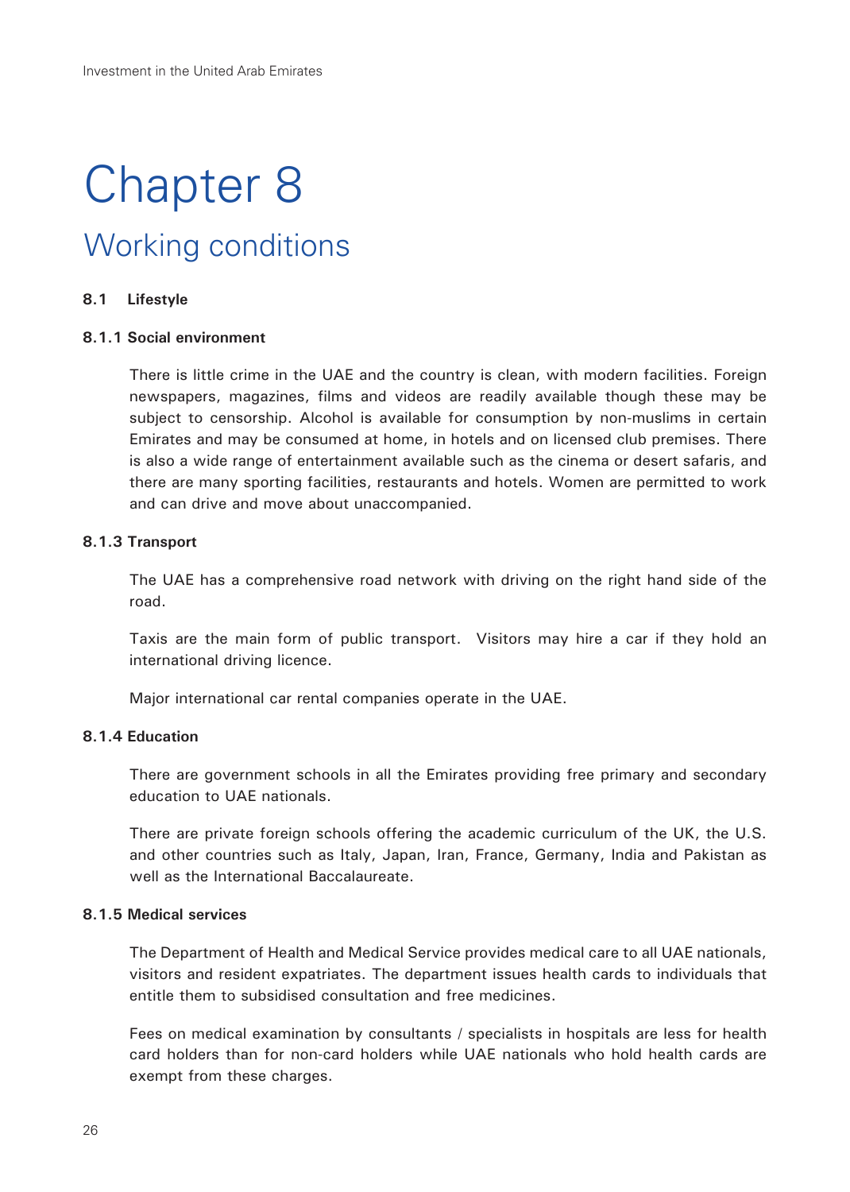# Chapter 8

## Working conditions

### 8.1 Lifestyle

#### 8.1.1 Social environment

There is little crime in the UAE and the country is clean, with modern facilities. Foreign newspapers, magazines, films and videos are readily available though these may be subject to censorship. Alcohol is available for consumption by non-muslims in certain Emirates and may be consumed at home, in hotels and on licensed club premises. There is also a wide range of entertainment available such as the cinema or desert safaris, and there are many sporting facilities, restaurants and hotels. Women are permitted to work and can drive and move about unaccompanied.

#### 8.1.3 Transport

The UAE has a comprehensive road network with driving on the right hand side of the road.

Taxis are the main form of public transport. Visitors may hire a car if they hold an international driving licence.

Major international car rental companies operate in the UAE.

#### 8.1.4 Education

There are government schools in all the Emirates providing free primary and secondary education to UAE nationals.

There are private foreign schools offering the academic curriculum of the UK, the U.S. and other countries such as Italy, Japan, Iran, France, Germany, India and Pakistan as well as the International Baccalaureate.

#### 8.1.5 Medical services

The Department of Health and Medical Service provides medical care to all UAE nationals, visitors and resident expatriates. The department issues health cards to individuals that entitle them to subsidised consultation and free medicines.

Fees on medical examination by consultants / specialists in hospitals are less for health card holders than for non-card holders while UAE nationals who hold health cards are exempt from these charges.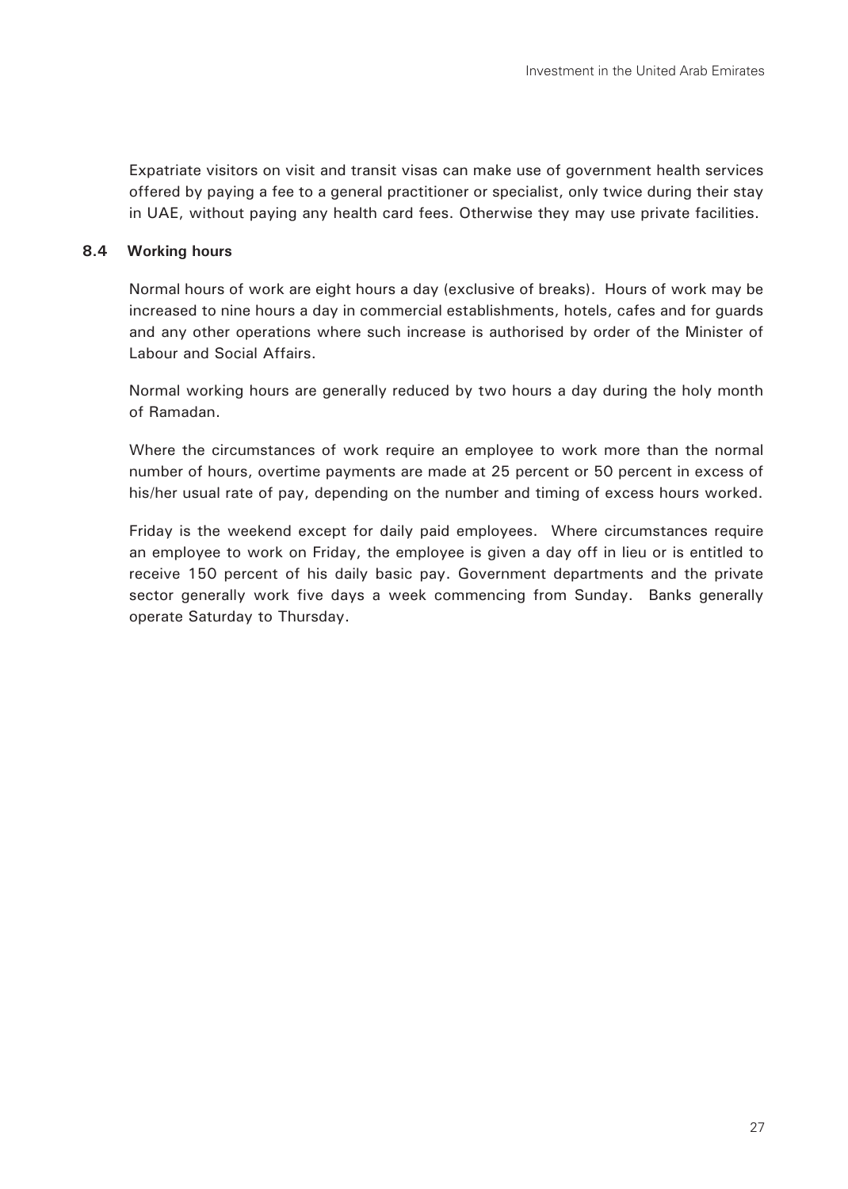Expatriate visitors on visit and transit visas can make use of government health services offered by paying a fee to a general practitioner or specialist, only twice during their stay in UAE, without paying any health card fees. Otherwise they may use private facilities.

### 8.4 Working hours

Normal hours of work are eight hours a day (exclusive of breaks). Hours of work may be increased to nine hours a day in commercial establishments, hotels, cafes and for guards and any other operations where such increase is authorised by order of the Minister of Labour and Social Affairs.

Normal working hours are generally reduced by two hours a day during the holy month of Ramadan.

Where the circumstances of work require an employee to work more than the normal number of hours, overtime payments are made at 25 percent or 50 percent in excess of his/her usual rate of pay, depending on the number and timing of excess hours worked.

Friday is the weekend except for daily paid employees. Where circumstances require an employee to work on Friday, the employee is given a day off in lieu or is entitled to receive 150 percent of his daily basic pay. Government departments and the private sector generally work five days a week commencing from Sunday. Banks generally operate Saturday to Thursday.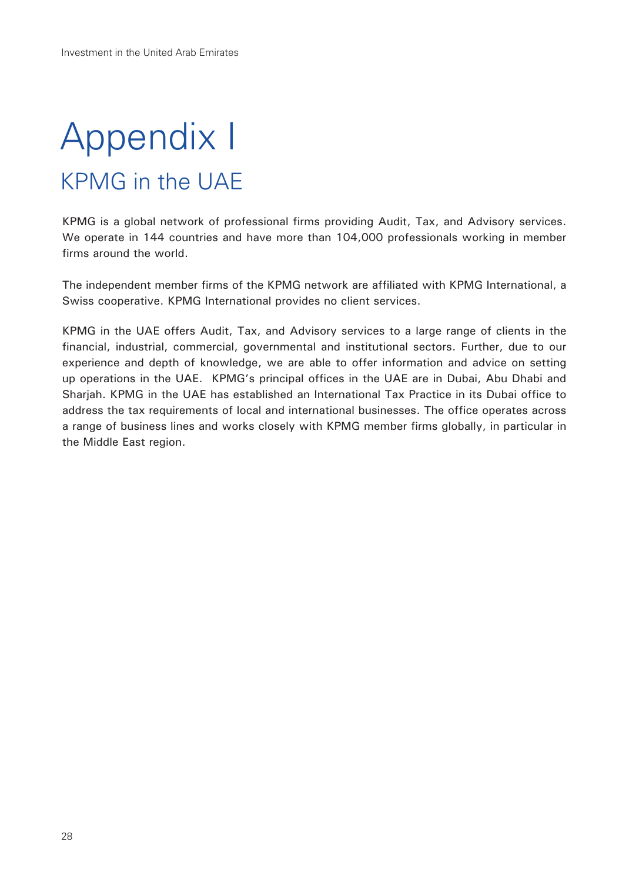# Appendix I

## KPMG in the UAE

KPMG is a global network of professional firms providing Audit, Tax, and Advisory services. We operate in 144 countries and have more than 104,000 professionals working in member firms around the world.

The independent member firms of the KPMG network are affiliated with KPMG International, a Swiss cooperative. KPMG International provides no client services.

KPMG in the UAE offers Audit, Tax, and Advisory services to a large range of clients in the financial, industrial, commercial, governmental and institutional sectors. Further, due to our experience and depth of knowledge, we are able to offer information and advice on setting up operations in the UAE. KPMG's principal offices in the UAE are in Dubai, Abu Dhabi and Sharjah. KPMG in the UAE has established an International Tax Practice in its Dubai office to address the tax requirements of local and international businesses. The office operates across a range of business lines and works closely with KPMG member firms globally, in particular in the Middle East region.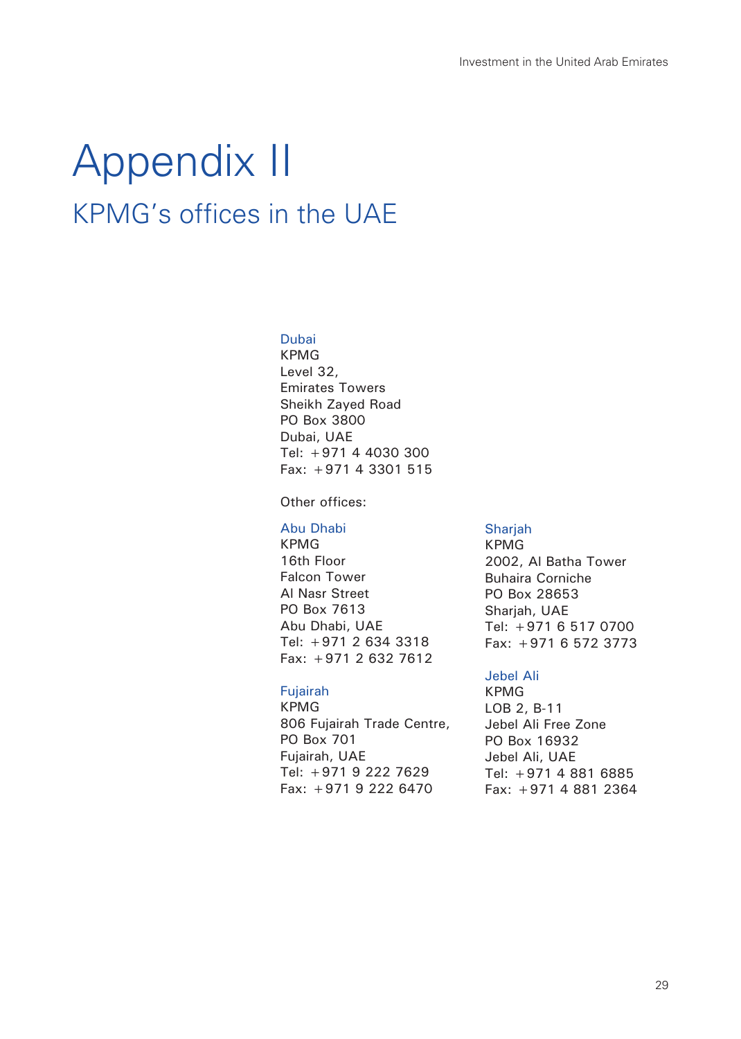# Appendix II

## KPMG's offices in the UAE

**Dubai**
KPMG
Level 32,
Emirates Towers
Sheikh Zayed Road
PO Box 3800
Dubai, UAE
Tel: +971 4 4030 300
Fax: +971 4 3301 515

Other offices:

**Abu Dhabi**
KPMG
16th Floor
Falcon Tower
Al Nasr Street
PO Box 7613
Abu Dhabi, UAE
Tel: +971 2 634 3318
Fax: +971 2 632 7612

**Fujairah**
KPMG
806 Fujairah Trade Centre,
PO Box 701
Fujairah, UAE
Tel: +971 9 222 7629
Fax: +971 9 222 6470

**Sharjah**
KPMG
2002, Al Batha Tower
Buhaira Corniche
PO Box 28653
Sharjah, UAE
Tel: +971 6 517 0700
Fax: +971 6 572 3773

**Jebel Ali**
KPMG
LOB 2, B-11
Jebel Ali Free Zone
PO Box 16932
Jebel Ali, UAE
Tel: +971 4 881 6885
Fax: +971 4 881 2364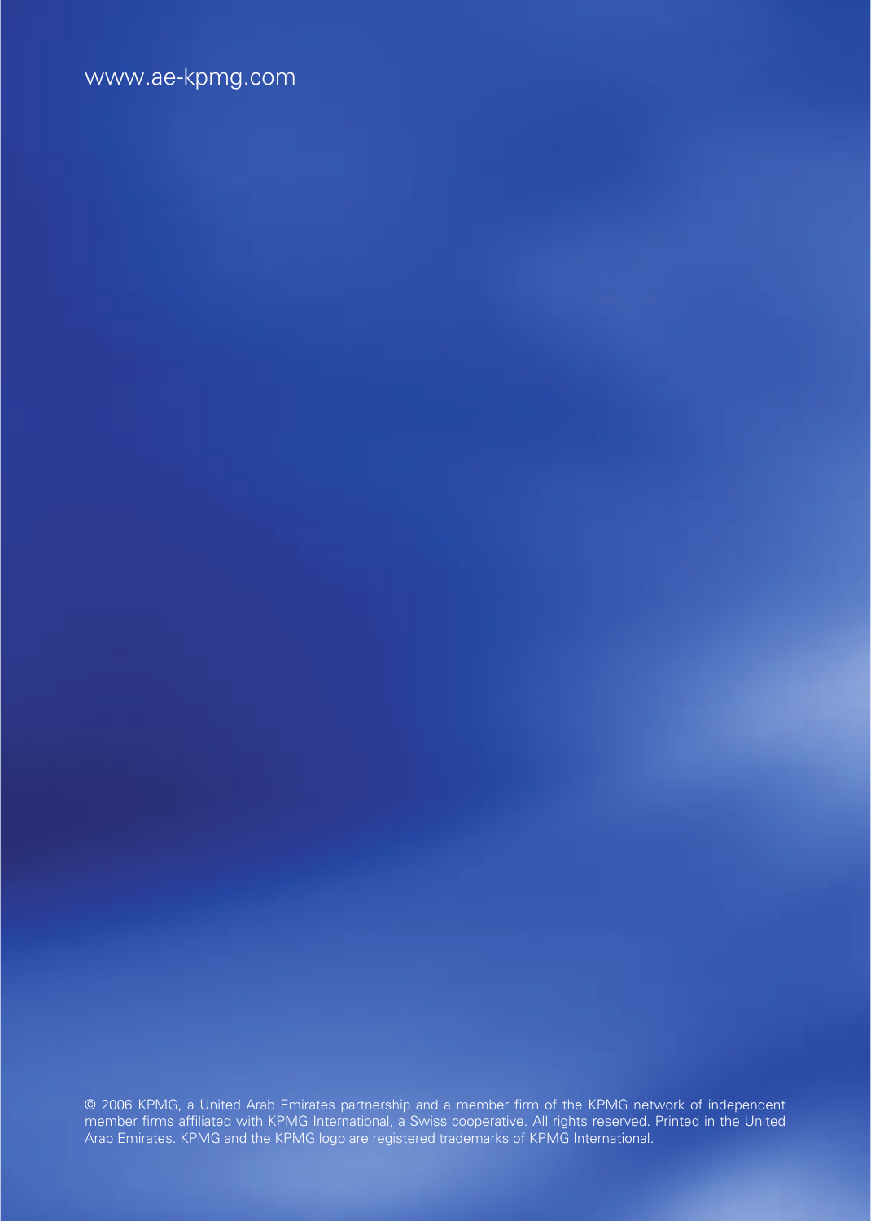www.ae-kpmg.com

© 2006 KPMG, a United Arab Emirates partnership and a member firm of the KPMG network of independent member firms affiliated with KPMG International, a Swiss cooperative. All rights reserved. Printed in the United Arab Emirates. KPMG and the KPMG logo are registered trademarks of KPMG International.